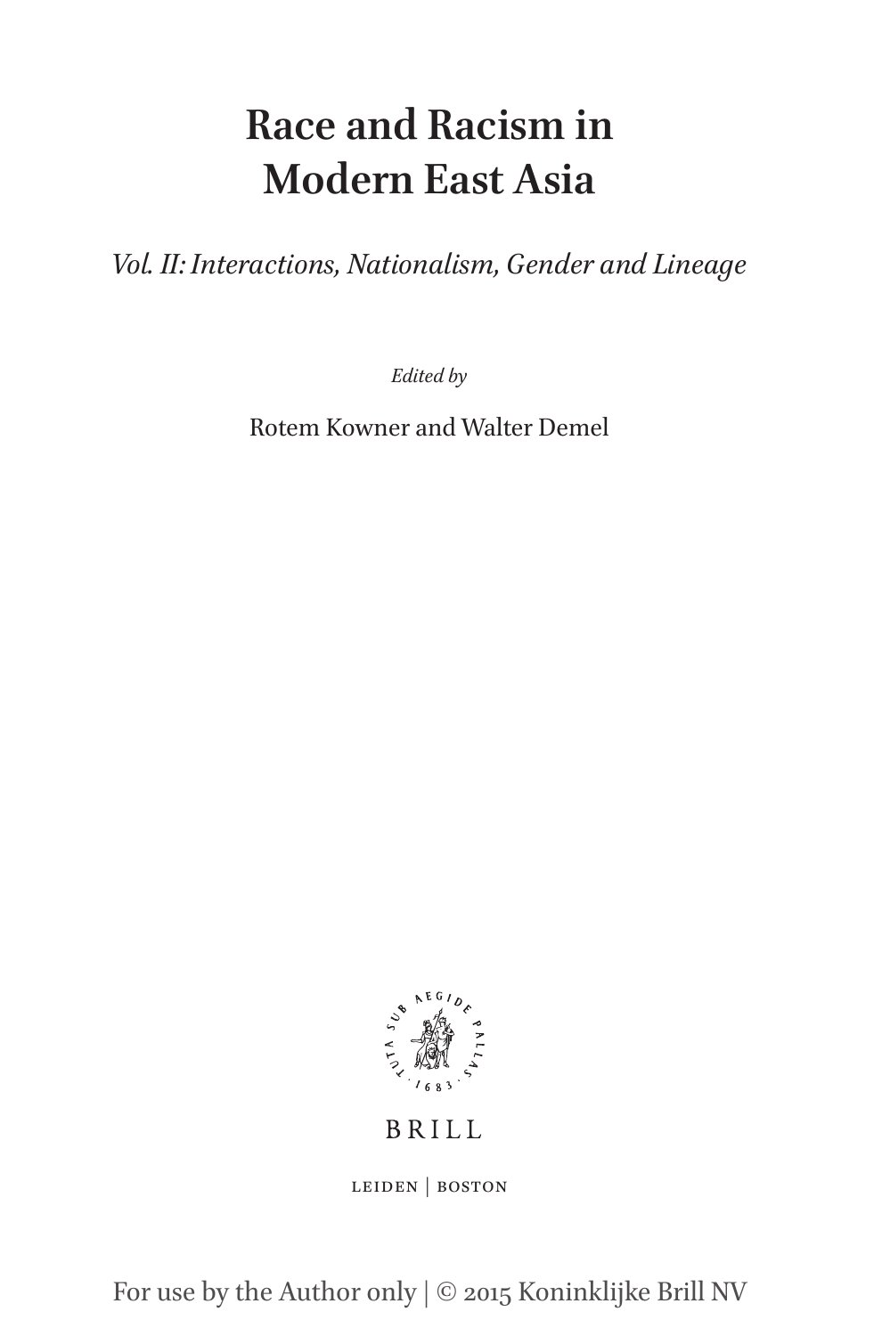# Race and Racism in Modern East Asia

*Vol. II: Interactions, Nationalism, Gender and Lineage*

*Edited by*

Rotem Kowner and Walter Demel

BRILL

LEIDEN | BOSTON

For use by the Author only | © 2015 Koninklijke Brill NV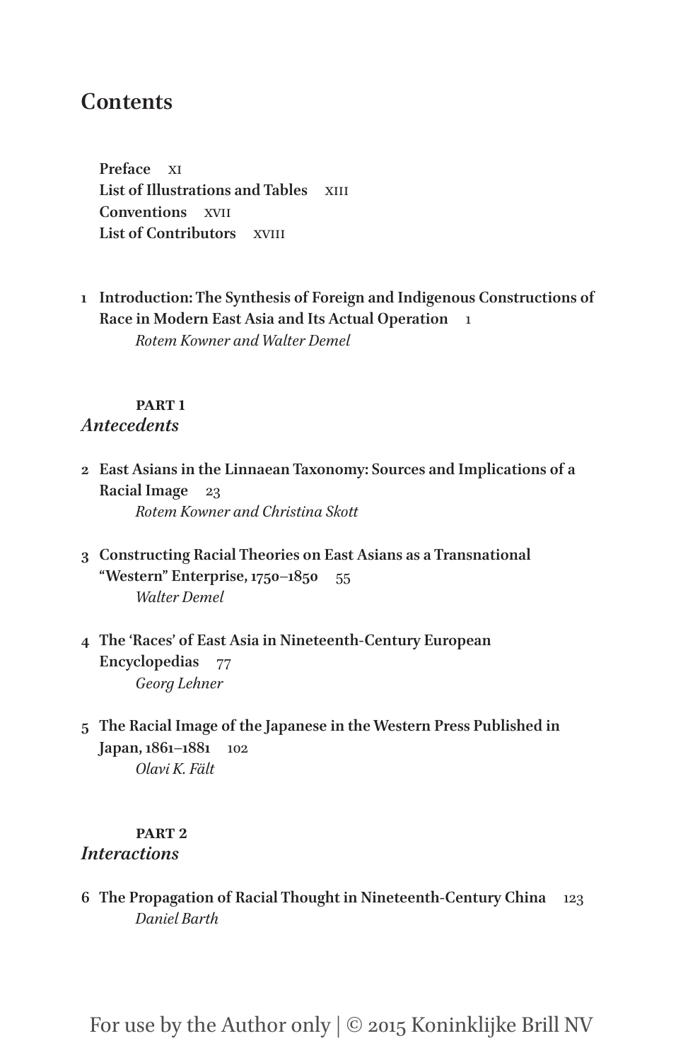# Contents

**Preface** XI
**List of Illustrations and Tables** XIII
**Conventions** XVII
**List of Contributors** XVIII

1 **Introduction: The Synthesis of Foreign and Indigenous Constructions of Race in Modern East Asia and Its Actual Operation** 1
*Rotem Kowner and Walter Demel*

## PART 1
## *Antecedents*

2 **East Asians in the Linnaean Taxonomy: Sources and Implications of a Racial Image** 23
*Rotem Kowner and Christina Skott*

3 **Constructing Racial Theories on East Asians as a Transnational "Western" Enterprise, 1750–1850** 55
*Walter Demel*

4 **The 'Races' of East Asia in Nineteenth-Century European Encyclopedias** 77
*Georg Lehner*

5 **The Racial Image of the Japanese in the Western Press Published in Japan, 1861–1881** 102
*Olavi K. Fält*

## PART 2
## *Interactions*

6 **The Propagation of Racial Thought in Nineteenth-Century China** 123
*Daniel Barth*

For use by the Author only | © 2015 Koninklijke Brill NV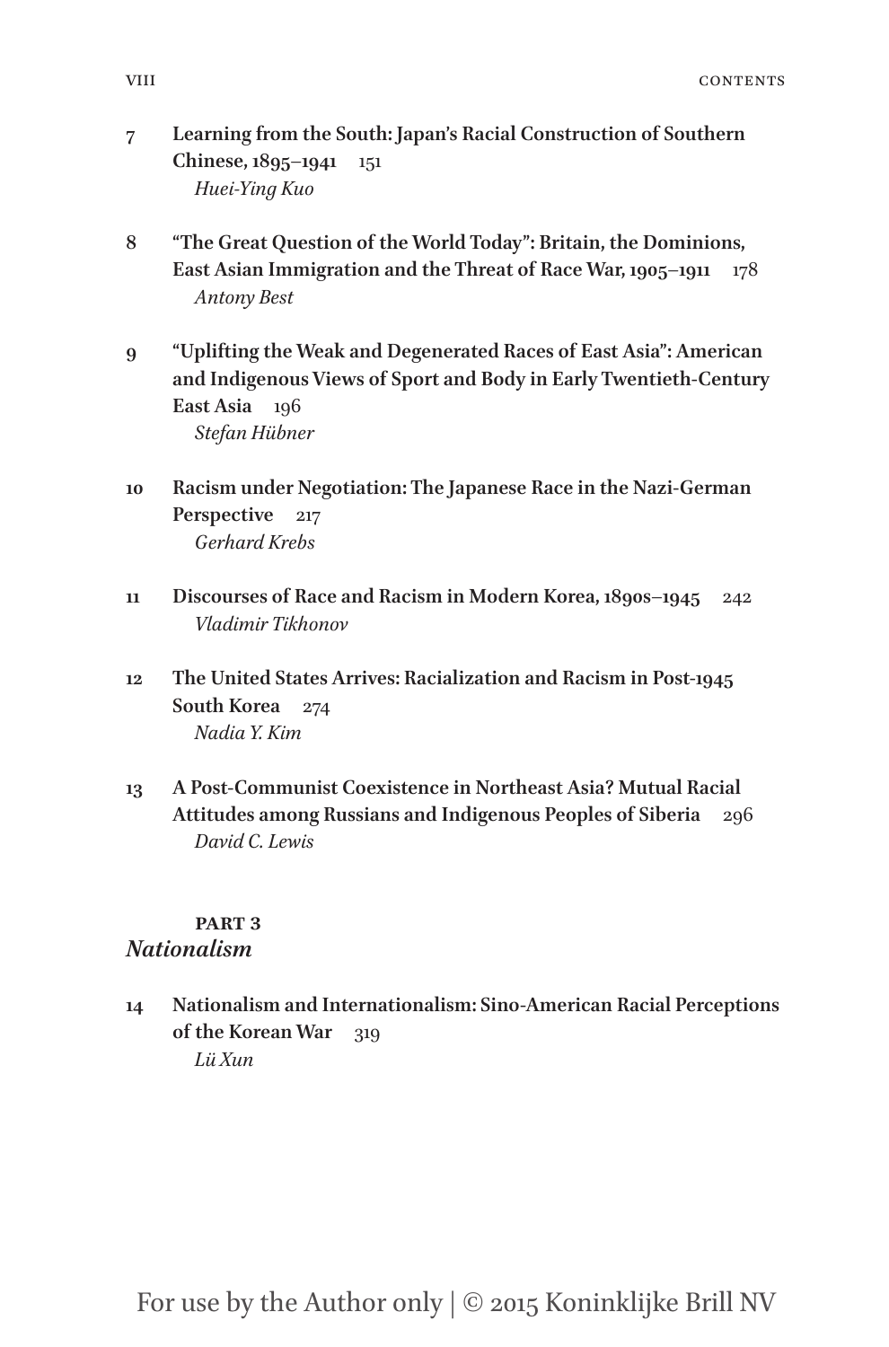7 **Learning from the South: Japan's Racial Construction of Southern Chinese, 1895–1941** 151
*Huei-Ying Kuo*

8 **"The Great Question of the World Today": Britain, the Dominions, East Asian Immigration and the Threat of Race War, 1905–1911** 178
*Antony Best*

9 **"Uplifting the Weak and Degenerated Races of East Asia": American and Indigenous Views of Sport and Body in Early Twentieth-Century East Asia** 196
*Stefan Hübner*

10 **Racism under Negotiation: The Japanese Race in the Nazi-German Perspective** 217
*Gerhard Krebs*

11 **Discourses of Race and Racism in Modern Korea, 1890s–1945** 242
*Vladimir Tikhonov*

12 **The United States Arrives: Racialization and Racism in Post-1945 South Korea** 274
*Nadia Y. Kim*

13 **A Post-Communist Coexistence in Northeast Asia? Mutual Racial Attitudes among Russians and Indigenous Peoples of Siberia** 296
*David C. Lewis*

## PART 3
## *Nationalism*

14 **Nationalism and Internationalism: Sino-American Racial Perceptions of the Korean War** 319
*Lü Xun*

For use by the Author only | © 2015 Koninklijke Brill NV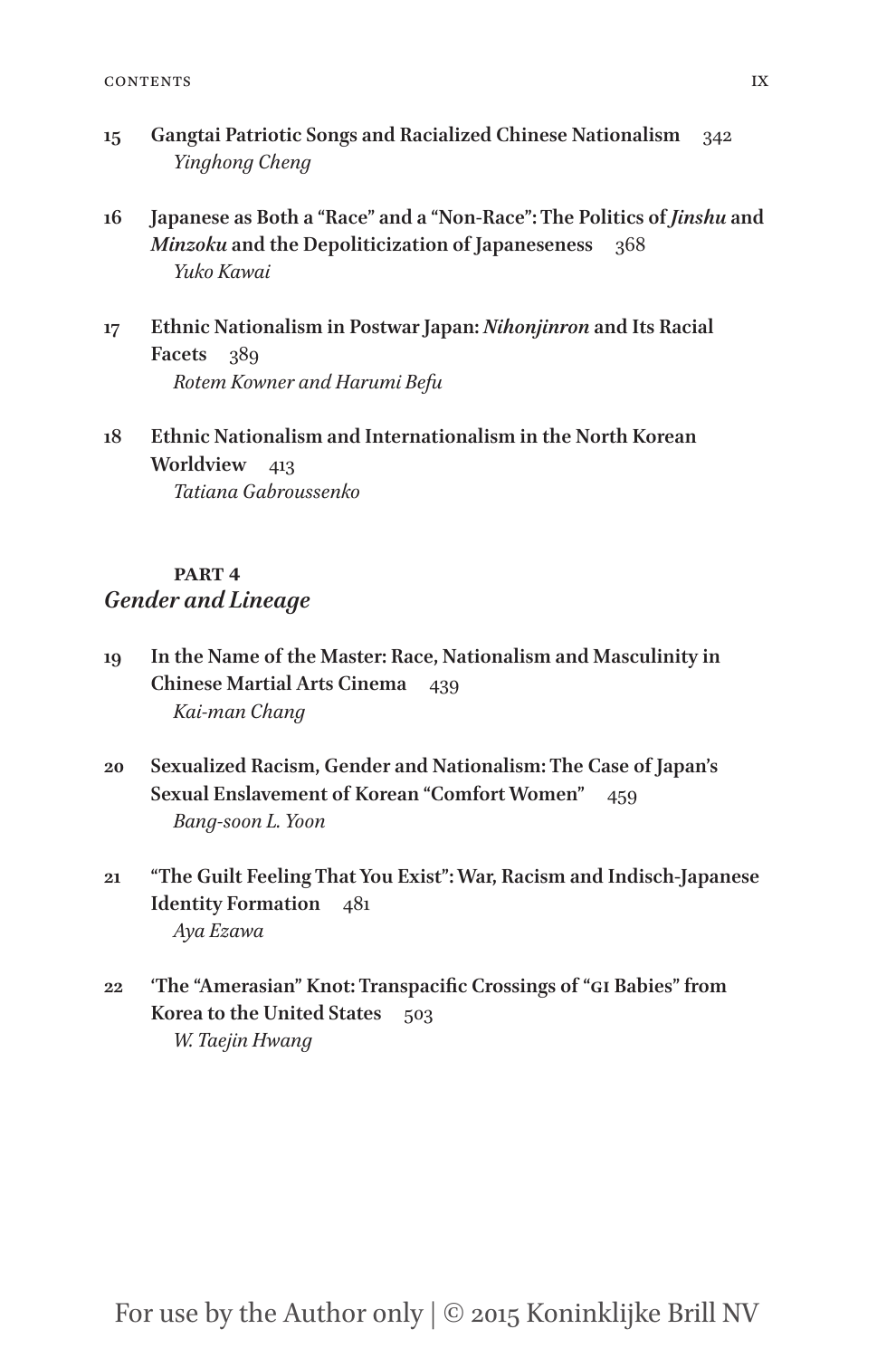**15** **Gangtai Patriotic Songs and Racialized Chinese Nationalism** 342
*Yinghong Cheng*

**16** **Japanese as Both a "Race" and a "Non-Race": The Politics of *Jinshu* and *Minzoku* and the Depoliticization of Japaneseness** 368
*Yuko Kawai*

**17** **Ethnic Nationalism in Postwar Japan: *Nihonjinron* and Its Racial Facets** 389
*Rotem Kowner and Harumi Befu*

**18** **Ethnic Nationalism and Internationalism in the North Korean Worldview** 413
*Tatiana Gabroussenko*

## PART 4
## *Gender and Lineage*

**19** **In the Name of the Master: Race, Nationalism and Masculinity in Chinese Martial Arts Cinema** 439
*Kai-man Chang*

**20** **Sexualized Racism, Gender and Nationalism: The Case of Japan's Sexual Enslavement of Korean "Comfort Women"** 459
*Bang-soon L. Yoon*

**21** **"The Guilt Feeling That You Exist": War, Racism and Indisch-Japanese Identity Formation** 481
*Aya Ezawa*

**22** **'The "Amerasian" Knot: Transpacific Crossings of "GI Babies" from Korea to the United States** 503
*W. Taejin Hwang*

For use by the Author only | © 2015 Koninklijke Brill NV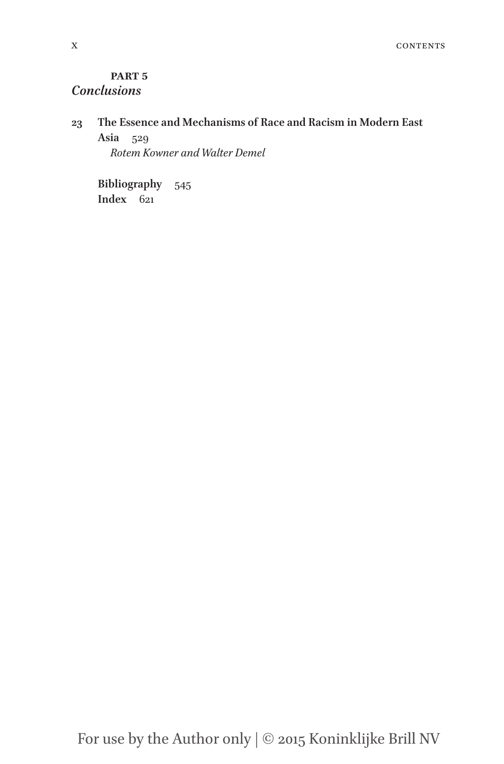**PART 5**

## *Conclusions*

**23 The Essence and Mechanisms of Race and Racism in Modern East Asia** 529
*Rotem Kowner and Walter Demel*

**Bibliography** 545
**Index** 621

For use by the Author only | © 2015 Koninklijke Brill NV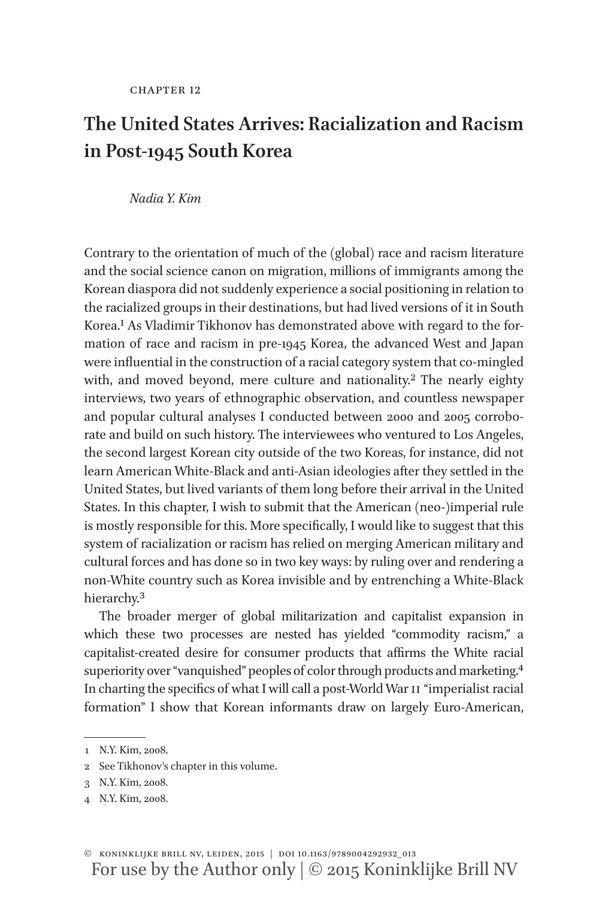CHAPTER 12

# The United States Arrives: Racialization and Racism in Post-1945 South Korea

*Nadia Y. Kim*

Contrary to the orientation of much of the (global) race and racism literature and the social science canon on migration, millions of immigrants among the Korean diaspora did not suddenly experience a social positioning in relation to the racialized groups in their destinations, but had lived versions of it in South Korea.[1] As Vladimir Tikhonov has demonstrated above with regard to the formation of race and racism in pre-1945 Korea, the advanced West and Japan were influential in the construction of a racial category system that co-mingled with, and moved beyond, mere culture and nationality.[2] The nearly eighty interviews, two years of ethnographic observation, and countless newspaper and popular cultural analyses I conducted between 2000 and 2005 corroborate and build on such history. The interviewees who ventured to Los Angeles, the second largest Korean city outside of the two Koreas, for instance, did not learn American White-Black and anti-Asian ideologies after they settled in the United States, but lived variants of them long before their arrival in the United States. In this chapter, I wish to submit that the American (neo-)imperial rule is mostly responsible for this. More specifically, I would like to suggest that this system of racialization or racism has relied on merging American military and cultural forces and has done so in two key ways: by ruling over and rendering a non-White country such as Korea invisible and by entrenching a White-Black hierarchy.[3]

The broader merger of global militarization and capitalist expansion in which these two processes are nested has yielded "commodity racism," a capitalist-created desire for consumer products that affirms the White racial superiority over "vanquished" peoples of color through products and marketing.[4] In charting the specifics of what I will call a post-World War II "imperialist racial formation" I show that Korean informants draw on largely Euro-American,

---

1 N.Y. Kim, 2008.

2 See Tikhonov's chapter in this volume.

3 N.Y. Kim, 2008.

4 N.Y. Kim, 2008.

© KONINKLIJKE BRILL NV, LEIDEN, 2015 | DOI 10.1163/9789004292932_013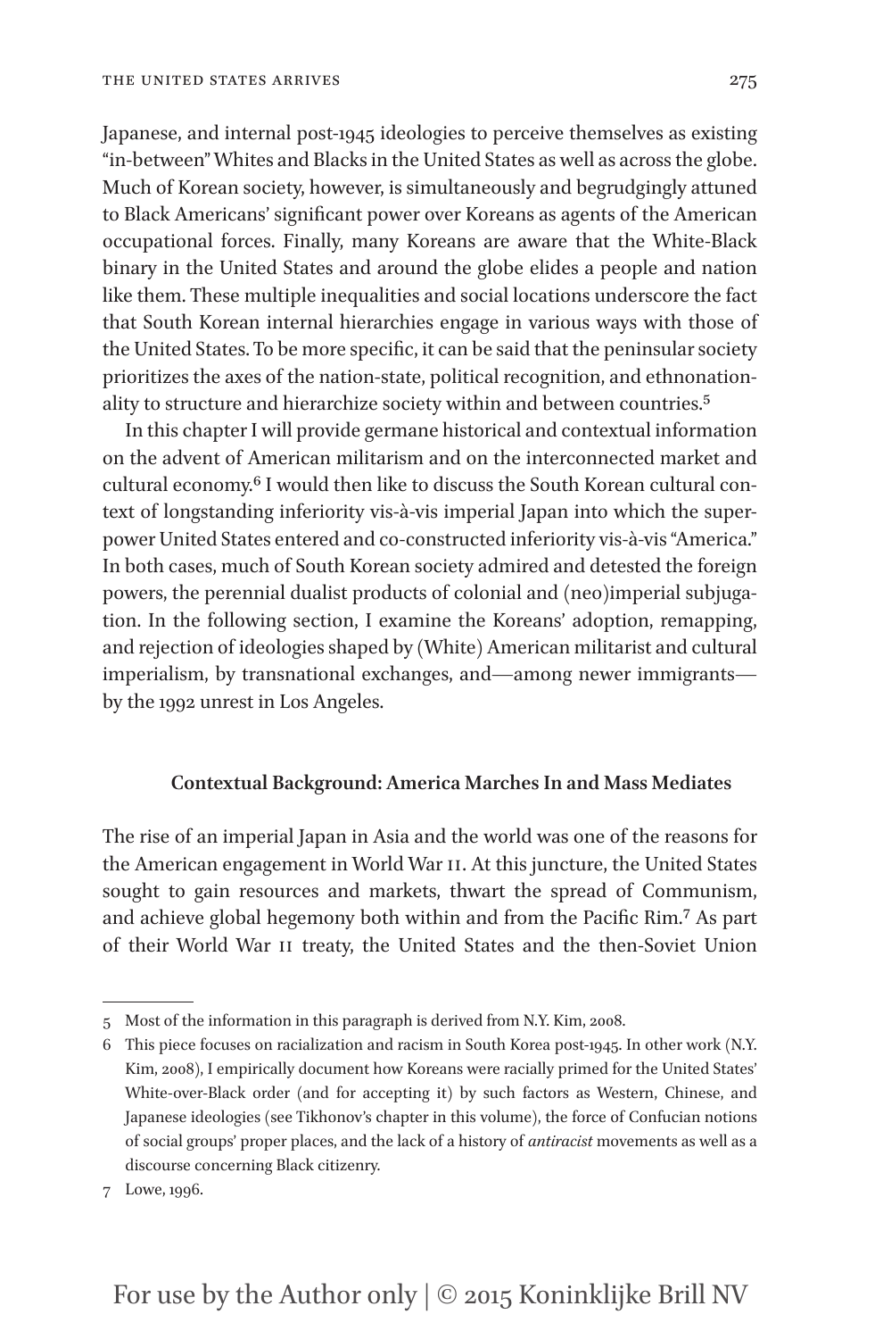Japanese, and internal post-1945 ideologies to perceive themselves as existing "in-between" Whites and Blacks in the United States as well as across the globe. Much of Korean society, however, is simultaneously and begrudgingly attuned to Black Americans' significant power over Koreans as agents of the American occupational forces. Finally, many Koreans are aware that the White-Black binary in the United States and around the globe elides a people and nation like them. These multiple inequalities and social locations underscore the fact that South Korean internal hierarchies engage in various ways with those of the United States. To be more specific, it can be said that the peninsular society prioritizes the axes of the nation-state, political recognition, and ethnonationality to structure and hierarchize society within and between countries.[5]

In this chapter I will provide germane historical and contextual information on the advent of American militarism and on the interconnected market and cultural economy.[6] I would then like to discuss the South Korean cultural context of longstanding inferiority vis-à-vis imperial Japan into which the superpower United States entered and co-constructed inferiority vis-à-vis "America." In both cases, much of South Korean society admired and detested the foreign powers, the perennial dualist products of colonial and (neo)imperial subjugation. In the following section, I examine the Koreans' adoption, remapping, and rejection of ideologies shaped by (White) American militarist and cultural imperialism, by transnational exchanges, and—among newer immigrants—by the 1992 unrest in Los Angeles.

### Contextual Background: America Marches In and Mass Mediates

The rise of an imperial Japan in Asia and the world was one of the reasons for the American engagement in World War II. At this juncture, the United States sought to gain resources and markets, thwart the spread of Communism, and achieve global hegemony both within and from the Pacific Rim.[7] As part of their World War II treaty, the United States and the then-Soviet Union

---

5 Most of the information in this paragraph is derived from N.Y. Kim, 2008.

6 This piece focuses on racialization and racism in South Korea post-1945. In other work (N.Y. Kim, 2008), I empirically document how Koreans were racially primed for the United States' White-over-Black order (and for accepting it) by such factors as Western, Chinese, and Japanese ideologies (see Tikhonov's chapter in this volume), the force of Confucian notions of social groups' proper places, and the lack of a history of *antiracist* movements as well as a discourse concerning Black citizenry.

7 Lowe, 1996.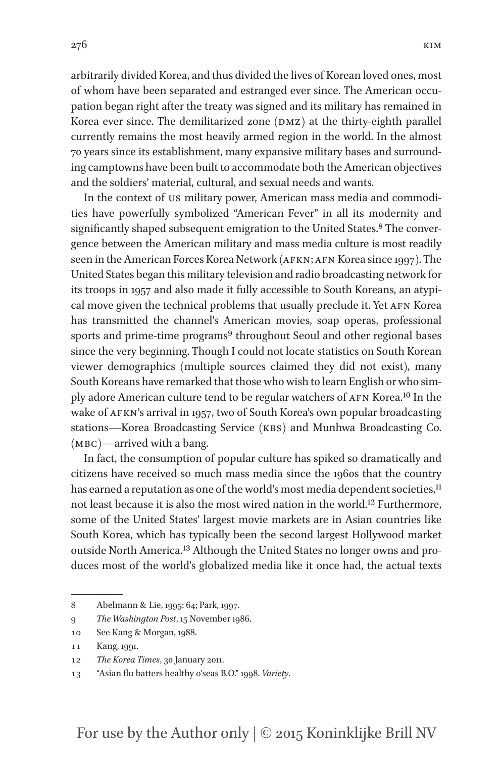arbitrarily divided Korea, and thus divided the lives of Korean loved ones, most of whom have been separated and estranged ever since. The American occupation began right after the treaty was signed and its military has remained in Korea ever since. The demilitarized zone (DMZ) at the thirty-eighth parallel currently remains the most heavily armed region in the world. In the almost 70 years since its establishment, many expansive military bases and surrounding camptowns have been built to accommodate both the American objectives and the soldiers' material, cultural, and sexual needs and wants.

In the context of US military power, American mass media and commodities have powerfully symbolized "American Fever" in all its modernity and significantly shaped subsequent emigration to the United States.[8] The convergence between the American military and mass media culture is most readily seen in the American Forces Korea Network (AFKN; AFN Korea since 1997). The United States began this military television and radio broadcasting network for its troops in 1957 and also made it fully accessible to South Koreans, an atypical move given the technical problems that usually preclude it. Yet AFN Korea has transmitted the channel's American movies, soap operas, professional sports and prime-time programs[9] throughout Seoul and other regional bases since the very beginning. Though I could not locate statistics on South Korean viewer demographics (multiple sources claimed they did not exist), many South Koreans have remarked that those who wish to learn English or who simply adore American culture tend to be regular watchers of AFN Korea.[10] In the wake of AFKN's arrival in 1957, two of South Korea's own popular broadcasting stations—Korea Broadcasting Service (KBS) and Munhwa Broadcasting Co. (MBC)—arrived with a bang.

In fact, the consumption of popular culture has spiked so dramatically and citizens have received so much mass media since the 1960s that the country has earned a reputation as one of the world's most media dependent societies,[11] not least because it is also the most wired nation in the world.[12] Furthermore, some of the United States' largest movie markets are in Asian countries like South Korea, which has typically been the second largest Hollywood market outside North America.[13] Although the United States no longer owns and produces most of the world's globalized media like it once had, the actual texts

---

8 Abelmann & Lie, 1995: 64; Park, 1997.

9 *The Washington Post*, 15 November 1986.

10 See Kang & Morgan, 1988.

11 Kang, 1991.

12 *The Korea Times*, 30 January 2011.

13 "Asian flu batters healthy o'seas B.O." 1998. *Variety*.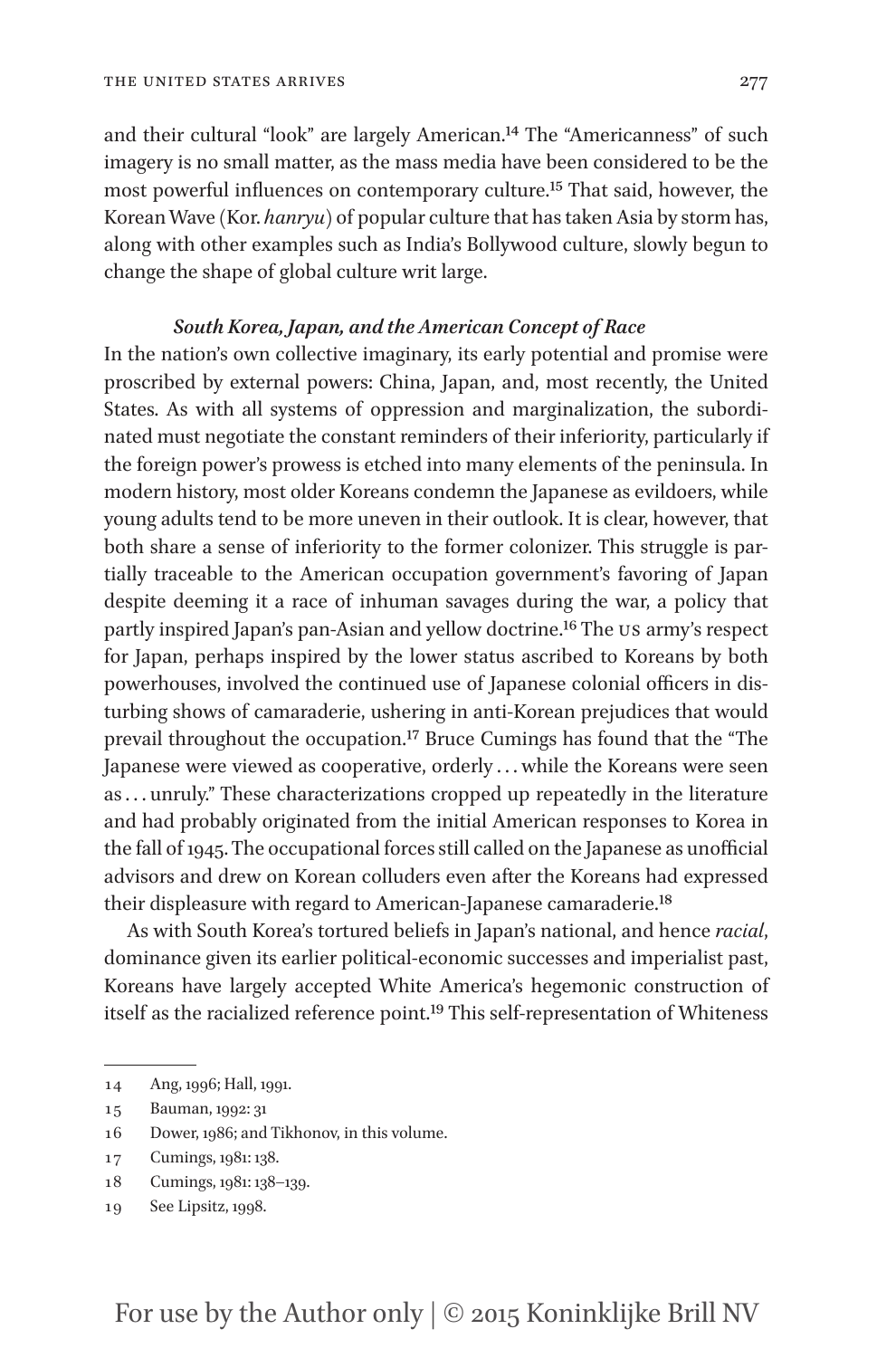and their cultural "look" are largely American.[14] The "Americanness" of such imagery is no small matter, as the mass media have been considered to be the most powerful influences on contemporary culture.[15] That said, however, the Korean Wave (Kor. *hanryu*) of popular culture that has taken Asia by storm has, along with other examples such as India's Bollywood culture, slowly begun to change the shape of global culture writ large.

### *South Korea, Japan, and the American Concept of Race*

In the nation's own collective imaginary, its early potential and promise were proscribed by external powers: China, Japan, and, most recently, the United States. As with all systems of oppression and marginalization, the subordinated must negotiate the constant reminders of their inferiority, particularly if the foreign power's prowess is etched into many elements of the peninsula. In modern history, most older Koreans condemn the Japanese as evildoers, while young adults tend to be more uneven in their outlook. It is clear, however, that both share a sense of inferiority to the former colonizer. This struggle is partially traceable to the American occupation government's favoring of Japan despite deeming it a race of inhuman savages during the war, a policy that partly inspired Japan's pan-Asian and yellow doctrine.[16] The US army's respect for Japan, perhaps inspired by the lower status ascribed to Koreans by both powerhouses, involved the continued use of Japanese colonial officers in disturbing shows of camaraderie, ushering in anti-Korean prejudices that would prevail throughout the occupation.[17] Bruce Cumings has found that the "The Japanese were viewed as cooperative, orderly ... while the Koreans were seen as ... unruly." These characterizations cropped up repeatedly in the literature and had probably originated from the initial American responses to Korea in the fall of 1945. The occupational forces still called on the Japanese as unofficial advisors and drew on Korean colluders even after the Koreans had expressed their displeasure with regard to American-Japanese camaraderie.[18]

As with South Korea's tortured beliefs in Japan's national, and hence *racial*, dominance given its earlier political-economic successes and imperialist past, Koreans have largely accepted White America's hegemonic construction of itself as the racialized reference point.[19] This self-representation of Whiteness

---

14 Ang, 1996; Hall, 1991.

15 Bauman, 1992: 31

16 Dower, 1986; and Tikhonov, in this volume.

17 Cumings, 1981: 138.

18 Cumings, 1981: 138–139.

19 See Lipsitz, 1998.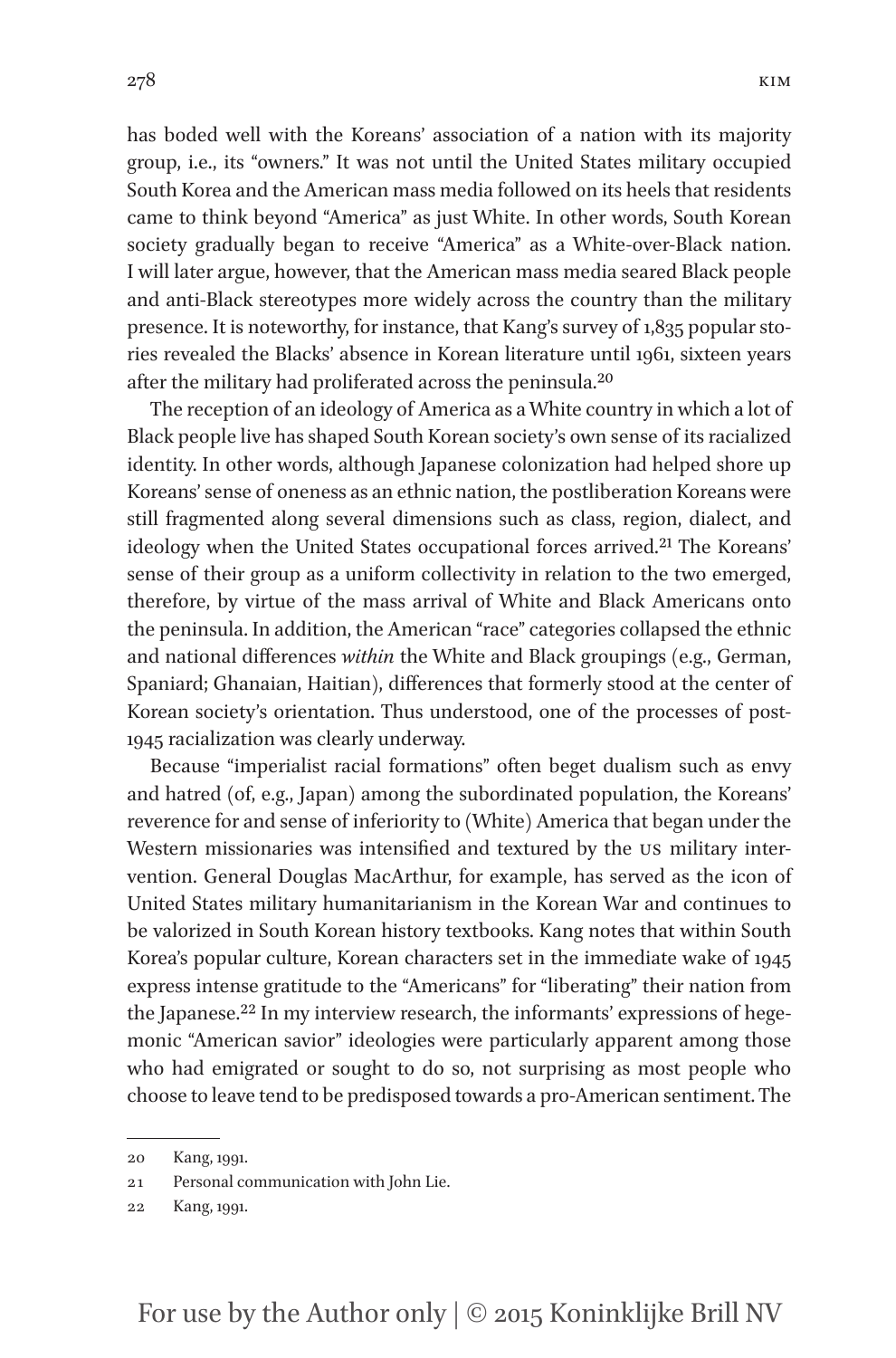has boded well with the Koreans' association of a nation with its majority group, i.e., its "owners." It was not until the United States military occupied South Korea and the American mass media followed on its heels that residents came to think beyond "America" as just White. In other words, South Korean society gradually began to receive "America" as a White-over-Black nation. I will later argue, however, that the American mass media seared Black people and anti-Black stereotypes more widely across the country than the military presence. It is noteworthy, for instance, that Kang's survey of 1,835 popular stories revealed the Blacks' absence in Korean literature until 1961, sixteen years after the military had proliferated across the peninsula.[20]

The reception of an ideology of America as a White country in which a lot of Black people live has shaped South Korean society's own sense of its racialized identity. In other words, although Japanese colonization had helped shore up Koreans' sense of oneness as an ethnic nation, the postliberation Koreans were still fragmented along several dimensions such as class, region, dialect, and ideology when the United States occupational forces arrived.[21] The Koreans' sense of their group as a uniform collectivity in relation to the two emerged, therefore, by virtue of the mass arrival of White and Black Americans onto the peninsula. In addition, the American "race" categories collapsed the ethnic and national differences *within* the White and Black groupings (e.g., German, Spaniard; Ghanaian, Haitian), differences that formerly stood at the center of Korean society's orientation. Thus understood, one of the processes of post-1945 racialization was clearly underway.

Because "imperialist racial formations" often beget dualism such as envy and hatred (of, e.g., Japan) among the subordinated population, the Koreans' reverence for and sense of inferiority to (White) America that began under the Western missionaries was intensified and textured by the US military intervention. General Douglas MacArthur, for example, has served as the icon of United States military humanitarianism in the Korean War and continues to be valorized in South Korean history textbooks. Kang notes that within South Korea's popular culture, Korean characters set in the immediate wake of 1945 express intense gratitude to the "Americans" for "liberating" their nation from the Japanese.[22] In my interview research, the informants' expressions of hegemonic "American savior" ideologies were particularly apparent among those who had emigrated or sought to do so, not surprising as most people who choose to leave tend to be predisposed towards a pro-American sentiment. The

20 Kang, 1991.

21 Personal communication with John Lie.

22 Kang, 1991.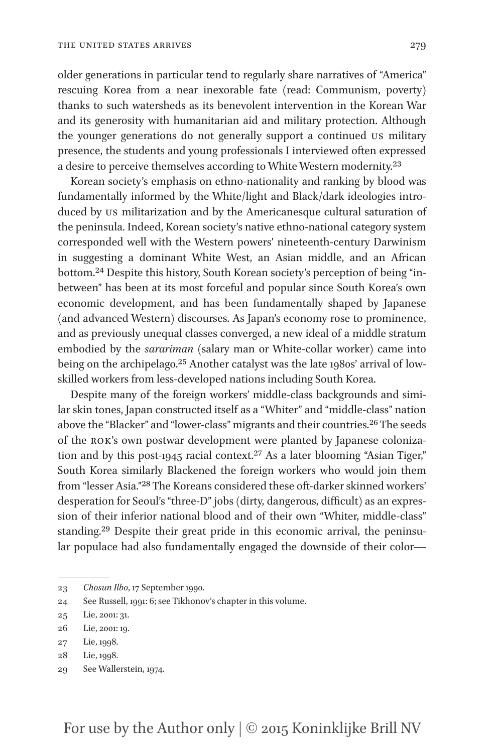older generations in particular tend to regularly share narratives of "America" rescuing Korea from a near inexorable fate (read: Communism, poverty) thanks to such watersheds as its benevolent intervention in the Korean War and its generosity with humanitarian aid and military protection. Although the younger generations do not generally support a continued US military presence, the students and young professionals I interviewed often expressed a desire to perceive themselves according to White Western modernity.[23]

Korean society's emphasis on ethno-nationality and ranking by blood was fundamentally informed by the White/light and Black/dark ideologies introduced by US militarization and by the Americanesque cultural saturation of the peninsula. Indeed, Korean society's native ethno-national category system corresponded well with the Western powers' nineteenth-century Darwinism in suggesting a dominant White West, an Asian middle, and an African bottom.[24] Despite this history, South Korean society's perception of being "in-between" has been at its most forceful and popular since South Korea's own economic development, and has been fundamentally shaped by Japanese (and advanced Western) discourses. As Japan's economy rose to prominence, and as previously unequal classes converged, a new ideal of a middle stratum embodied by the *sarariman* (salary man or White-collar worker) came into being on the archipelago.[25] Another catalyst was the late 1980s' arrival of low-skilled workers from less-developed nations including South Korea.

Despite many of the foreign workers' middle-class backgrounds and similar skin tones, Japan constructed itself as a "Whiter" and "middle-class" nation above the "Blacker" and "lower-class" migrants and their countries.[26] The seeds of the ROK's own postwar development were planted by Japanese colonization and by this post-1945 racial context.[27] As a later blooming "Asian Tiger," South Korea similarly Blackened the foreign workers who would join them from "lesser Asia."[28] The Koreans considered these oft-darker skinned workers' desperation for Seoul's "three-D" jobs (dirty, dangerous, difficult) as an expression of their inferior national blood and of their own "Whiter, middle-class" standing.[29] Despite their great pride in this economic arrival, the peninsular populace had also fundamentally engaged the downside of their color—

---

23 *Chosun Ilbo*, 17 September 1990.

24 See Russell, 1991: 6; see Tikhonov's chapter in this volume.

25 Lie, 2001: 31.

26 Lie, 2001: 19.

27 Lie, 1998.

28 Lie, 1998.

29 See Wallerstein, 1974.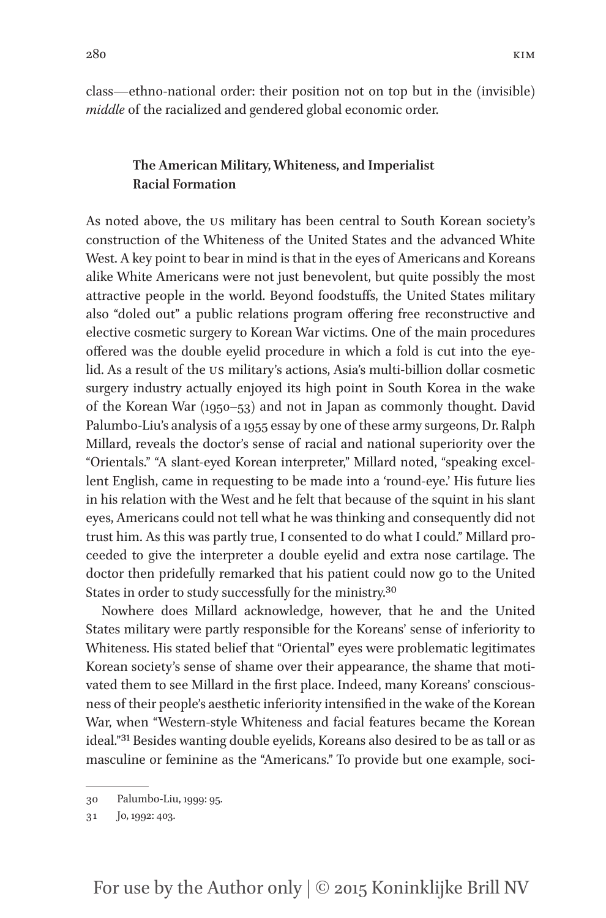class—ethno-national order: their position not on top but in the (invisible) *middle* of the racialized and gendered global economic order.

## The American Military, Whiteness, and Imperialist Racial Formation

As noted above, the US military has been central to South Korean society's construction of the Whiteness of the United States and the advanced White West. A key point to bear in mind is that in the eyes of Americans and Koreans alike White Americans were not just benevolent, but quite possibly the most attractive people in the world. Beyond foodstuffs, the United States military also "doled out" a public relations program offering free reconstructive and elective cosmetic surgery to Korean War victims. One of the main procedures offered was the double eyelid procedure in which a fold is cut into the eyelid. As a result of the US military's actions, Asia's multi-billion dollar cosmetic surgery industry actually enjoyed its high point in South Korea in the wake of the Korean War (1950–53) and not in Japan as commonly thought. David Palumbo-Liu's analysis of a 1955 essay by one of these army surgeons, Dr. Ralph Millard, reveals the doctor's sense of racial and national superiority over the "Orientals." "A slant-eyed Korean interpreter," Millard noted, "speaking excellent English, came in requesting to be made into a 'round-eye.' His future lies in his relation with the West and he felt that because of the squint in his slant eyes, Americans could not tell what he was thinking and consequently did not trust him. As this was partly true, I consented to do what I could." Millard proceeded to give the interpreter a double eyelid and extra nose cartilage. The doctor then pridefully remarked that his patient could now go to the United States in order to study successfully for the ministry.[30]

Nowhere does Millard acknowledge, however, that he and the United States military were partly responsible for the Koreans' sense of inferiority to Whiteness. His stated belief that "Oriental" eyes were problematic legitimates Korean society's sense of shame over their appearance, the shame that motivated them to see Millard in the first place. Indeed, many Koreans' consciousness of their people's aesthetic inferiority intensified in the wake of the Korean War, when "Western-style Whiteness and facial features became the Korean ideal."[31] Besides wanting double eyelids, Koreans also desired to be as tall or as masculine or feminine as the "Americans." To provide but one example, soci-

---

30 Palumbo-Liu, 1999: 95.

31 Jo, 1992: 403.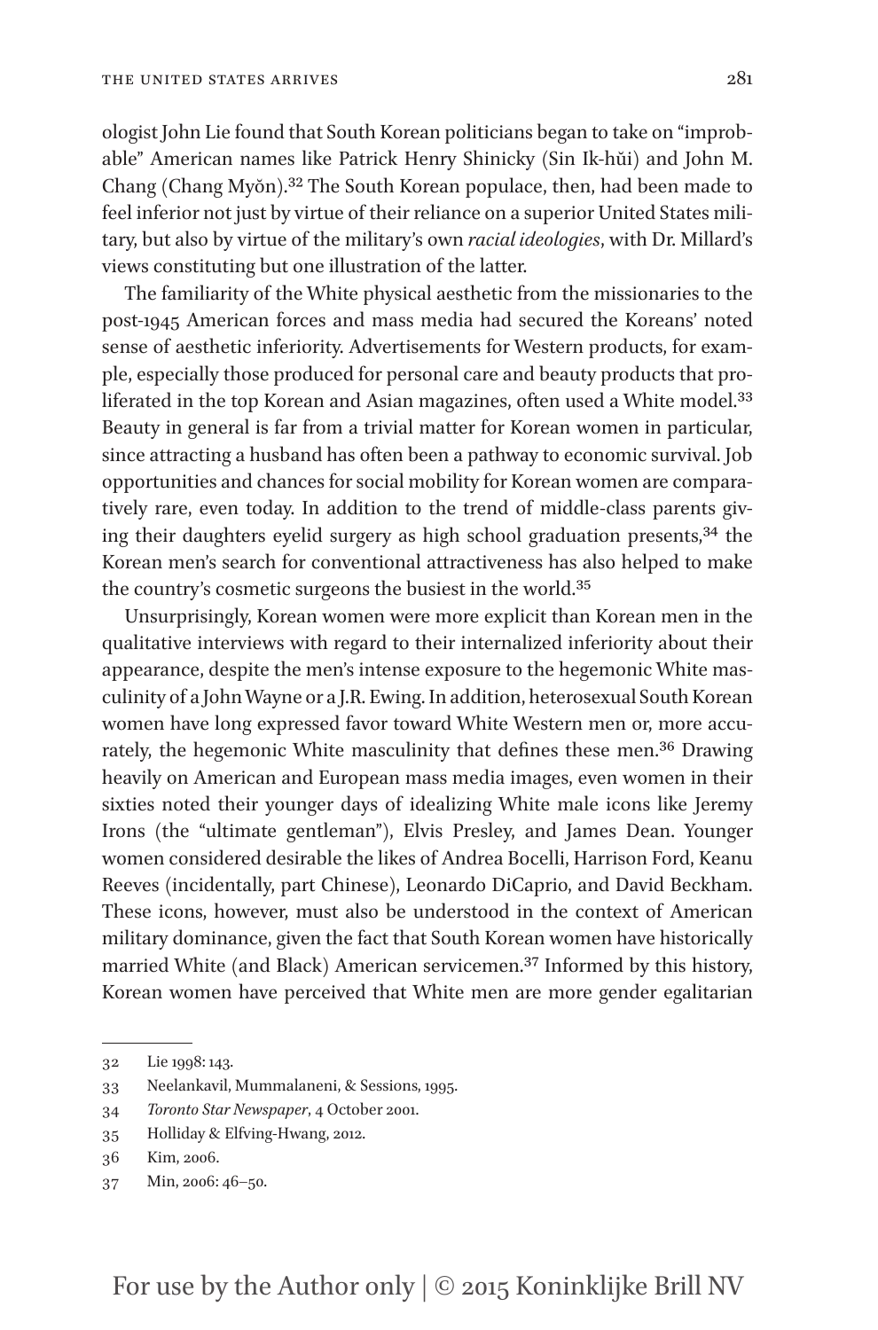ologist John Lie found that South Korean politicians began to take on "improbable" American names like Patrick Henry Shinicky (Sin Ik-hŭi) and John M. Chang (Chang Myŏn).[32] The South Korean populace, then, had been made to feel inferior not just by virtue of their reliance on a superior United States military, but also by virtue of the military's own *racial ideologies*, with Dr. Millard's views constituting but one illustration of the latter.

The familiarity of the White physical aesthetic from the missionaries to the post-1945 American forces and mass media had secured the Koreans' noted sense of aesthetic inferiority. Advertisements for Western products, for example, especially those produced for personal care and beauty products that proliferated in the top Korean and Asian magazines, often used a White model.[33] Beauty in general is far from a trivial matter for Korean women in particular, since attracting a husband has often been a pathway to economic survival. Job opportunities and chances for social mobility for Korean women are comparatively rare, even today. In addition to the trend of middle-class parents giving their daughters eyelid surgery as high school graduation presents,[34] the Korean men's search for conventional attractiveness has also helped to make the country's cosmetic surgeons the busiest in the world.[35]

Unsurprisingly, Korean women were more explicit than Korean men in the qualitative interviews with regard to their internalized inferiority about their appearance, despite the men's intense exposure to the hegemonic White masculinity of a John Wayne or a J.R. Ewing. In addition, heterosexual South Korean women have long expressed favor toward White Western men or, more accurately, the hegemonic White masculinity that defines these men.[36] Drawing heavily on American and European mass media images, even women in their sixties noted their younger days of idealizing White male icons like Jeremy Irons (the "ultimate gentleman"), Elvis Presley, and James Dean. Younger women considered desirable the likes of Andrea Bocelli, Harrison Ford, Keanu Reeves (incidentally, part Chinese), Leonardo DiCaprio, and David Beckham. These icons, however, must also be understood in the context of American military dominance, given the fact that South Korean women have historically married White (and Black) American servicemen.[37] Informed by this history, Korean women have perceived that White men are more gender egalitarian

---

32 Lie 1998: 143.

33 Neelankavil, Mummalaneni, & Sessions, 1995.

34 *Toronto Star Newspaper*, 4 October 2001.

35 Holliday & Elfving-Hwang, 2012.

36 Kim, 2006.

37 Min, 2006: 46–50.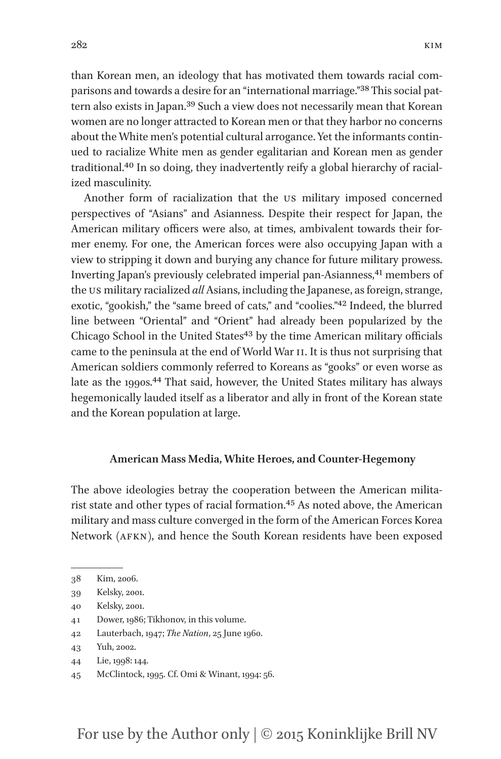than Korean men, an ideology that has motivated them towards racial comparisons and towards a desire for an "international marriage."[38] This social pattern also exists in Japan.[39] Such a view does not necessarily mean that Korean women are no longer attracted to Korean men or that they harbor no concerns about the White men's potential cultural arrogance. Yet the informants continued to racialize White men as gender egalitarian and Korean men as gender traditional.[40] In so doing, they inadvertently reify a global hierarchy of racialized masculinity.

Another form of racialization that the US military imposed concerned perspectives of "Asians" and Asianness. Despite their respect for Japan, the American military officers were also, at times, ambivalent towards their former enemy. For one, the American forces were also occupying Japan with a view to stripping it down and burying any chance for future military prowess. Inverting Japan's previously celebrated imperial pan-Asianness,[41] members of the US military racialized *all* Asians, including the Japanese, as foreign, strange, exotic, "gookish," the "same breed of cats," and "coolies."[42] Indeed, the blurred line between "Oriental" and "Orient" had already been popularized by the Chicago School in the United States[43] by the time American military officials came to the peninsula at the end of World War II. It is thus not surprising that American soldiers commonly referred to Koreans as "gooks" or even worse as late as the 1990s.[44] That said, however, the United States military has always hegemonically lauded itself as a liberator and ally in front of the Korean state and the Korean population at large.

### American Mass Media, White Heroes, and Counter-Hegemony

The above ideologies betray the cooperation between the American militarist state and other types of racial formation.[45] As noted above, the American military and mass culture converged in the form of the American Forces Korea Network (AFKN), and hence the South Korean residents have been exposed

---

38 Kim, 2006.

39 Kelsky, 2001.

40 Kelsky, 2001.

41 Dower, 1986; Tikhonov, in this volume.

42 Lauterbach, 1947; *The Nation*, 25 June 1960.

43 Yuh, 2002.

44 Lie, 1998: 144.

45 McClintock, 1995. Cf. Omi & Winant, 1994: 56.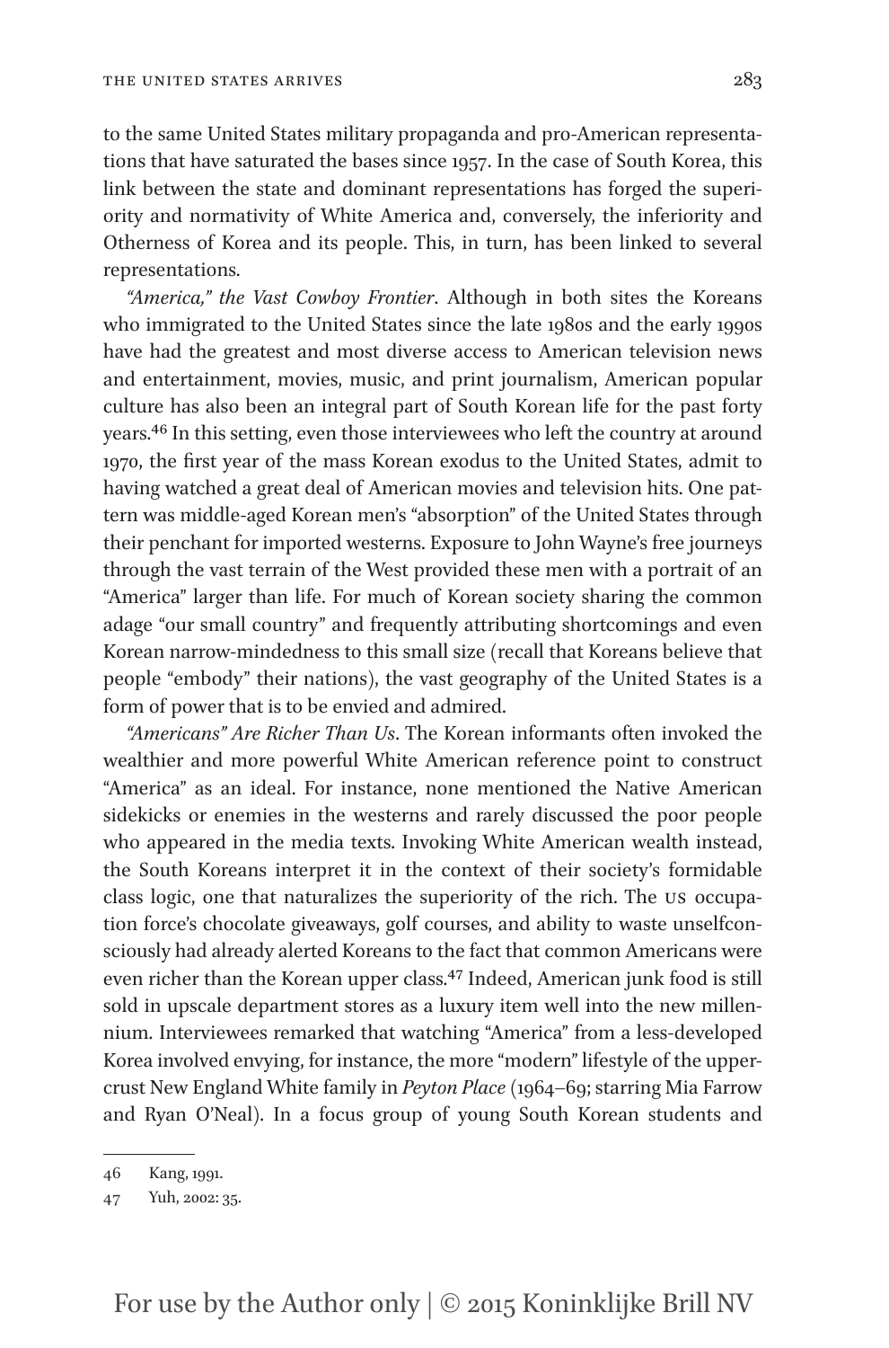to the same United States military propaganda and pro-American representations that have saturated the bases since 1957. In the case of South Korea, this link between the state and dominant representations has forged the superiority and normativity of White America and, conversely, the inferiority and Otherness of Korea and its people. This, in turn, has been linked to several representations.

*"America," the Vast Cowboy Frontier*. Although in both sites the Koreans who immigrated to the United States since the late 1980s and the early 1990s have had the greatest and most diverse access to American television news and entertainment, movies, music, and print journalism, American popular culture has also been an integral part of South Korean life for the past forty years.[46] In this setting, even those interviewees who left the country at around 1970, the first year of the mass Korean exodus to the United States, admit to having watched a great deal of American movies and television hits. One pattern was middle-aged Korean men's "absorption" of the United States through their penchant for imported westerns. Exposure to John Wayne's free journeys through the vast terrain of the West provided these men with a portrait of an "America" larger than life. For much of Korean society sharing the common adage "our small country" and frequently attributing shortcomings and even Korean narrow-mindedness to this small size (recall that Koreans believe that people "embody" their nations), the vast geography of the United States is a form of power that is to be envied and admired.

*"Americans" Are Richer Than Us*. The Korean informants often invoked the wealthier and more powerful White American reference point to construct "America" as an ideal. For instance, none mentioned the Native American sidekicks or enemies in the westerns and rarely discussed the poor people who appeared in the media texts. Invoking White American wealth instead, the South Koreans interpret it in the context of their society's formidable class logic, one that naturalizes the superiority of the rich. The US occupation force's chocolate giveaways, golf courses, and ability to waste unselfconsciously had already alerted Koreans to the fact that common Americans were even richer than the Korean upper class.[47] Indeed, American junk food is still sold in upscale department stores as a luxury item well into the new millennium. Interviewees remarked that watching "America" from a less-developed Korea involved envying, for instance, the more "modern" lifestyle of the uppercrust New England White family in *Peyton Place* (1964–69; starring Mia Farrow and Ryan O'Neal). In a focus group of young South Korean students and

---

46 Kang, 1991.

47 Yuh, 2002: 35.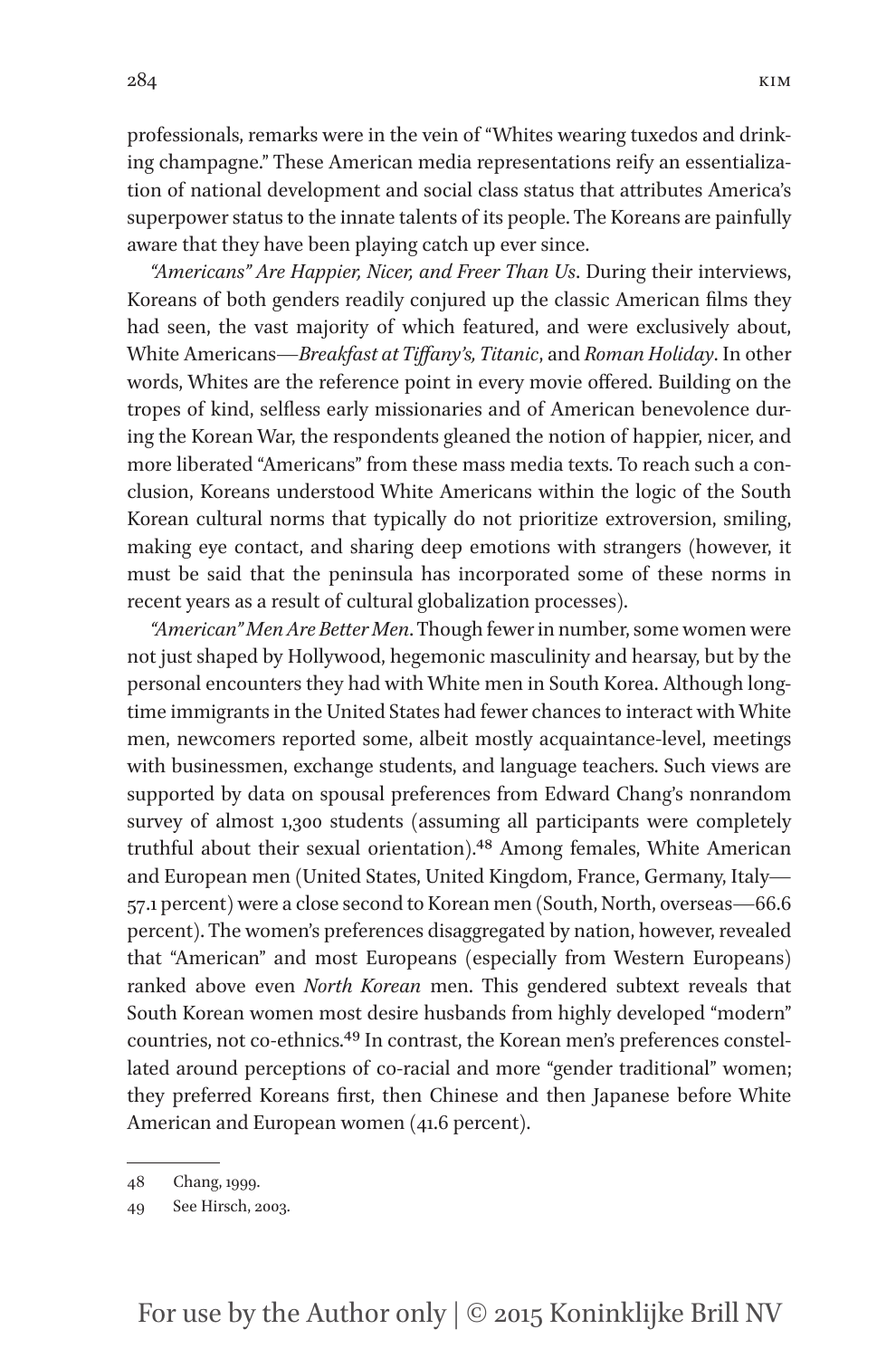professionals, remarks were in the vein of "Whites wearing tuxedos and drinking champagne." These American media representations reify an essentialization of national development and social class status that attributes America's superpower status to the innate talents of its people. The Koreans are painfully aware that they have been playing catch up ever since.

*"Americans" Are Happier, Nicer, and Freer Than Us*. During their interviews, Koreans of both genders readily conjured up the classic American films they had seen, the vast majority of which featured, and were exclusively about, White Americans—*Breakfast at Tiffany's, Titanic*, and *Roman Holiday*. In other words, Whites are the reference point in every movie offered. Building on the tropes of kind, selfless early missionaries and of American benevolence during the Korean War, the respondents gleaned the notion of happier, nicer, and more liberated "Americans" from these mass media texts. To reach such a conclusion, Koreans understood White Americans within the logic of the South Korean cultural norms that typically do not prioritize extroversion, smiling, making eye contact, and sharing deep emotions with strangers (however, it must be said that the peninsula has incorporated some of these norms in recent years as a result of cultural globalization processes).

*"American" Men Are Better Men*. Though fewer in number, some women were not just shaped by Hollywood, hegemonic masculinity and hearsay, but by the personal encounters they had with White men in South Korea. Although longtime immigrants in the United States had fewer chances to interact with White men, newcomers reported some, albeit mostly acquaintance-level, meetings with businessmen, exchange students, and language teachers. Such views are supported by data on spousal preferences from Edward Chang's nonrandom survey of almost 1,300 students (assuming all participants were completely truthful about their sexual orientation).[48] Among females, White American and European men (United States, United Kingdom, France, Germany, Italy—57.1 percent) were a close second to Korean men (South, North, overseas—66.6 percent). The women's preferences disaggregated by nation, however, revealed that "American" and most Europeans (especially from Western Europeans) ranked above even *North Korean* men. This gendered subtext reveals that South Korean women most desire husbands from highly developed "modern" countries, not co-ethnics.[49] In contrast, the Korean men's preferences constellated around perceptions of co-racial and more "gender traditional" women; they preferred Koreans first, then Chinese and then Japanese before White American and European women (41.6 percent).

---

48 Chang, 1999.

49 See Hirsch, 2003.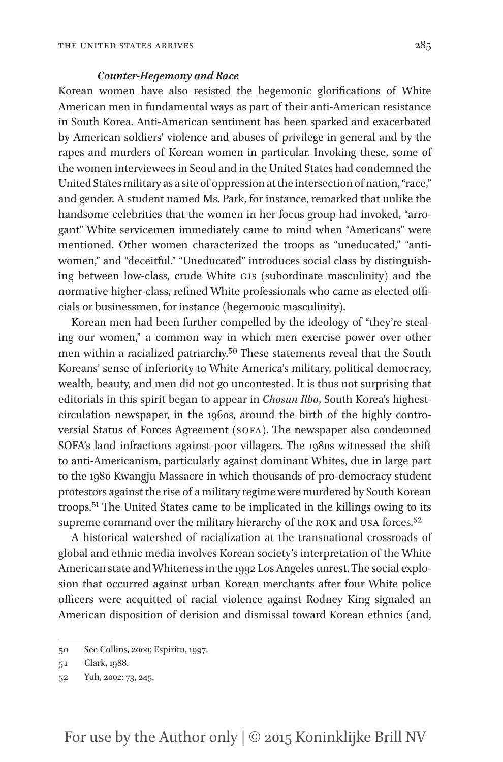### *Counter-Hegemony and Race*

Korean women have also resisted the hegemonic glorifications of White American men in fundamental ways as part of their anti-American resistance in South Korea. Anti-American sentiment has been sparked and exacerbated by American soldiers' violence and abuses of privilege in general and by the rapes and murders of Korean women in particular. Invoking these, some of the women interviewees in Seoul and in the United States had condemned the United States military as a site of oppression at the intersection of nation, "race," and gender. A student named Ms. Park, for instance, remarked that unlike the handsome celebrities that the women in her focus group had invoked, "arrogant" White servicemen immediately came to mind when "Americans" were mentioned. Other women characterized the troops as "uneducated," "anti-women," and "deceitful." "Uneducated" introduces social class by distinguishing between low-class, crude White GIs (subordinate masculinity) and the normative higher-class, refined White professionals who came as elected officials or businessmen, for instance (hegemonic masculinity).

Korean men had been further compelled by the ideology of "they're stealing our women," a common way in which men exercise power over other men within a racialized patriarchy.[50] These statements reveal that the South Koreans' sense of inferiority to White America's military, political democracy, wealth, beauty, and men did not go uncontested. It is thus not surprising that editorials in this spirit began to appear in *Chosun Ilbo*, South Korea's highest-circulation newspaper, in the 1960s, around the birth of the highly controversial Status of Forces Agreement (SOFA). The newspaper also condemned SOFA's land infractions against poor villagers. The 1980s witnessed the shift to anti-Americanism, particularly against dominant Whites, due in large part to the 1980 Kwangju Massacre in which thousands of pro-democracy student protestors against the rise of a military regime were murdered by South Korean troops.[51] The United States came to be implicated in the killings owing to its supreme command over the military hierarchy of the ROK and USA forces.[52]

A historical watershed of racialization at the transnational crossroads of global and ethnic media involves Korean society's interpretation of the White American state and Whiteness in the 1992 Los Angeles unrest. The social explosion that occurred against urban Korean merchants after four White police officers were acquitted of racial violence against Rodney King signaled an American disposition of derision and dismissal toward Korean ethnics (and,

---

50 See Collins, 2000; Espiritu, 1997.

51 Clark, 1988.

52 Yuh, 2002: 73, 245.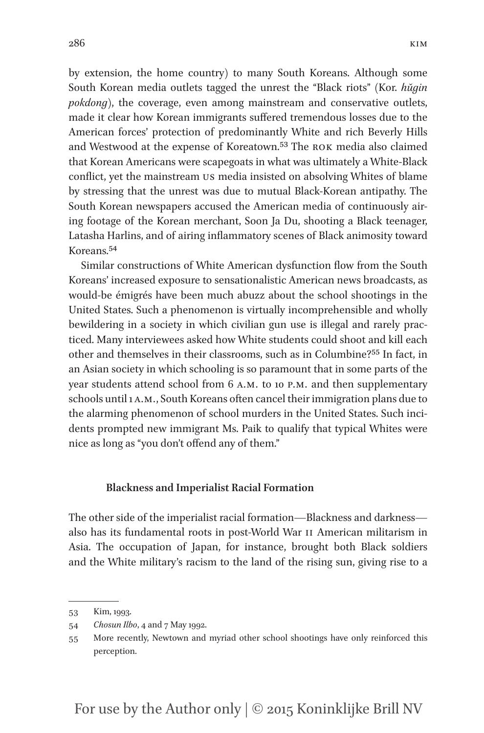by extension, the home country) to many South Koreans. Although some South Korean media outlets tagged the unrest the "Black riots" (Kor. *hŭgin pokdong*), the coverage, even among mainstream and conservative outlets, made it clear how Korean immigrants suffered tremendous losses due to the American forces' protection of predominantly White and rich Beverly Hills and Westwood at the expense of Koreatown.[53] The ROK media also claimed that Korean Americans were scapegoats in what was ultimately a White-Black conflict, yet the mainstream US media insisted on absolving Whites of blame by stressing that the unrest was due to mutual Black-Korean antipathy. The South Korean newspapers accused the American media of continuously airing footage of the Korean merchant, Soon Ja Du, shooting a Black teenager, Latasha Harlins, and of airing inflammatory scenes of Black animosity toward Koreans.[54]

Similar constructions of White American dysfunction flow from the South Koreans' increased exposure to sensationalistic American news broadcasts, as would-be émigrés have been much abuzz about the school shootings in the United States. Such a phenomenon is virtually incomprehensible and wholly bewildering in a society in which civilian gun use is illegal and rarely practiced. Many interviewees asked how White students could shoot and kill each other and themselves in their classrooms, such as in Columbine?[55] In fact, in an Asian society in which schooling is so paramount that in some parts of the year students attend school from 6 A.M. to 10 P.M. and then supplementary schools until 1 A.M., South Koreans often cancel their immigration plans due to the alarming phenomenon of school murders in the United States. Such incidents prompted new immigrant Ms. Paik to qualify that typical Whites were nice as long as "you don't offend any of them."

### Blackness and Imperialist Racial Formation

The other side of the imperialist racial formation—Blackness and darkness—also has its fundamental roots in post-World War II American militarism in Asia. The occupation of Japan, for instance, brought both Black soldiers and the White military's racism to the land of the rising sun, giving rise to a

53 Kim, 1993.

54 *Chosun Ilbo*, 4 and 7 May 1992.

55 More recently, Newtown and myriad other school shootings have only reinforced this perception.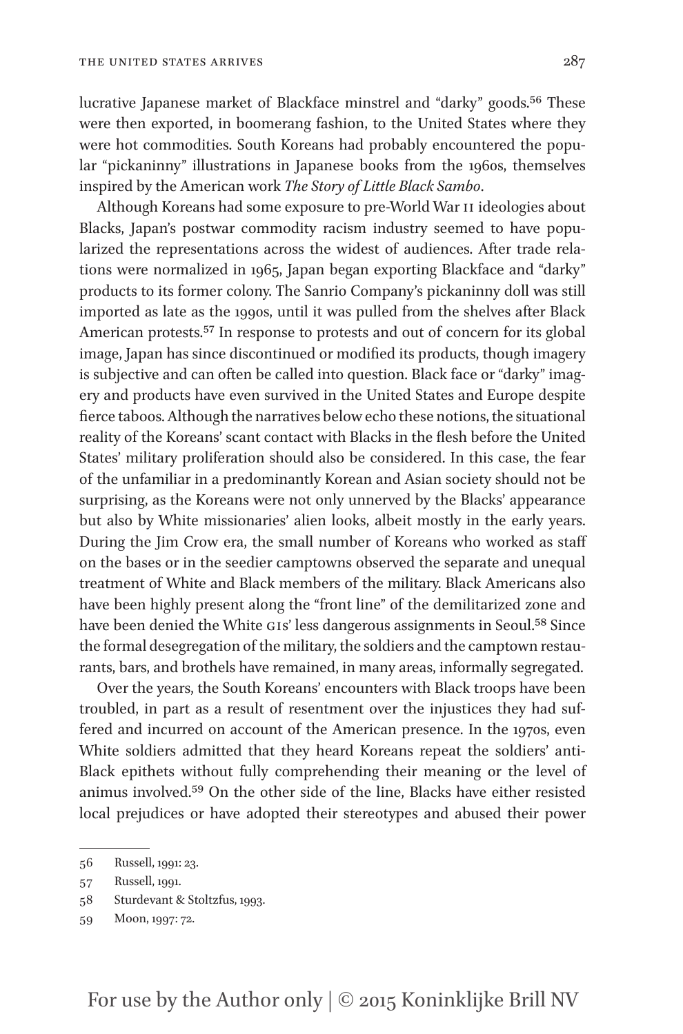lucrative Japanese market of Blackface minstrel and "darky" goods.[56] These were then exported, in boomerang fashion, to the United States where they were hot commodities. South Koreans had probably encountered the popular "pickaninny" illustrations in Japanese books from the 1960s, themselves inspired by the American work *The Story of Little Black Sambo*.

Although Koreans had some exposure to pre-World War II ideologies about Blacks, Japan's postwar commodity racism industry seemed to have popularized the representations across the widest of audiences. After trade relations were normalized in 1965, Japan began exporting Blackface and "darky" products to its former colony. The Sanrio Company's pickaninny doll was still imported as late as the 1990s, until it was pulled from the shelves after Black American protests.[57] In response to protests and out of concern for its global image, Japan has since discontinued or modified its products, though imagery is subjective and can often be called into question. Black face or "darky" imagery and products have even survived in the United States and Europe despite fierce taboos. Although the narratives below echo these notions, the situational reality of the Koreans' scant contact with Blacks in the flesh before the United States' military proliferation should also be considered. In this case, the fear of the unfamiliar in a predominantly Korean and Asian society should not be surprising, as the Koreans were not only unnerved by the Blacks' appearance but also by White missionaries' alien looks, albeit mostly in the early years. During the Jim Crow era, the small number of Koreans who worked as staff on the bases or in the seedier camptowns observed the separate and unequal treatment of White and Black members of the military. Black Americans also have been highly present along the "front line" of the demilitarized zone and have been denied the White GIs' less dangerous assignments in Seoul.[58] Since the formal desegregation of the military, the soldiers and the camptown restaurants, bars, and brothels have remained, in many areas, informally segregated.

Over the years, the South Koreans' encounters with Black troops have been troubled, in part as a result of resentment over the injustices they had suffered and incurred on account of the American presence. In the 1970s, even White soldiers admitted that they heard Koreans repeat the soldiers' anti-Black epithets without fully comprehending their meaning or the level of animus involved.[59] On the other side of the line, Blacks have either resisted local prejudices or have adopted their stereotypes and abused their power

---

56 Russell, 1991: 23.

57 Russell, 1991.

58 Sturdevant & Stoltzfus, 1993.

59 Moon, 1997: 72.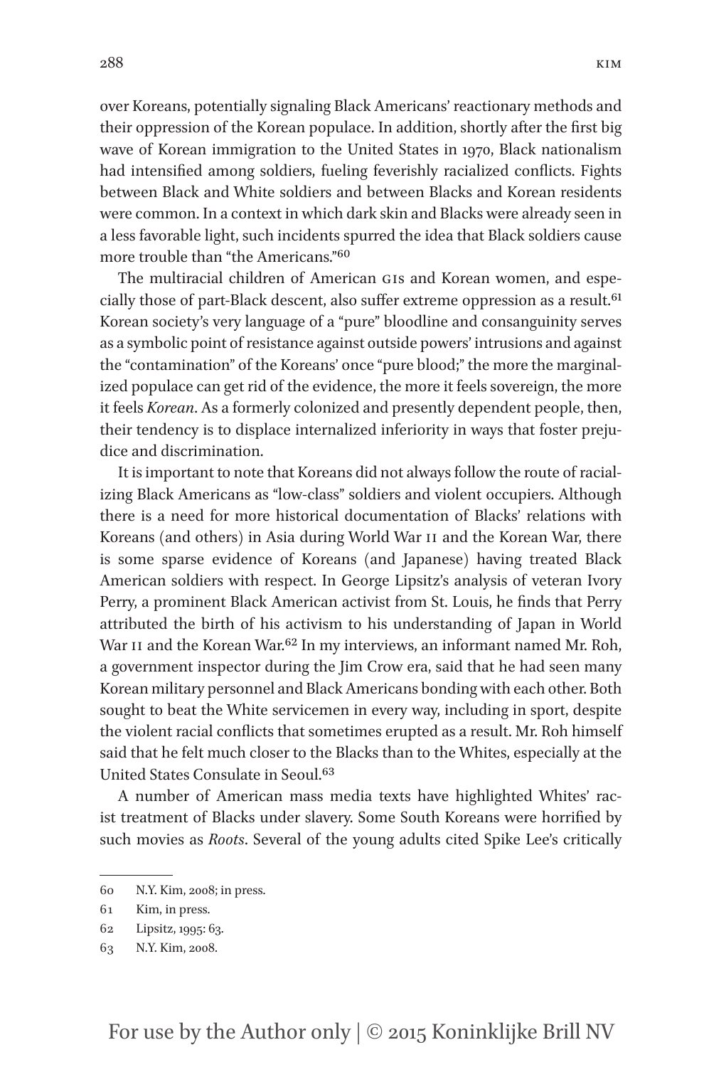over Koreans, potentially signaling Black Americans' reactionary methods and their oppression of the Korean populace. In addition, shortly after the first big wave of Korean immigration to the United States in 1970, Black nationalism had intensified among soldiers, fueling feverishly racialized conflicts. Fights between Black and White soldiers and between Blacks and Korean residents were common. In a context in which dark skin and Blacks were already seen in a less favorable light, such incidents spurred the idea that Black soldiers cause more trouble than "the Americans."[60]

The multiracial children of American GIs and Korean women, and especially those of part-Black descent, also suffer extreme oppression as a result.[61] Korean society's very language of a "pure" bloodline and consanguinity serves as a symbolic point of resistance against outside powers' intrusions and against the "contamination" of the Koreans' once "pure blood;" the more the marginalized populace can get rid of the evidence, the more it feels sovereign, the more it feels *Korean*. As a formerly colonized and presently dependent people, then, their tendency is to displace internalized inferiority in ways that foster prejudice and discrimination.

It is important to note that Koreans did not always follow the route of racializing Black Americans as "low-class" soldiers and violent occupiers. Although there is a need for more historical documentation of Blacks' relations with Koreans (and others) in Asia during World War II and the Korean War, there is some sparse evidence of Koreans (and Japanese) having treated Black American soldiers with respect. In George Lipsitz's analysis of veteran Ivory Perry, a prominent Black American activist from St. Louis, he finds that Perry attributed the birth of his activism to his understanding of Japan in World War II and the Korean War.[62] In my interviews, an informant named Mr. Roh, a government inspector during the Jim Crow era, said that he had seen many Korean military personnel and Black Americans bonding with each other. Both sought to beat the White servicemen in every way, including in sport, despite the violent racial conflicts that sometimes erupted as a result. Mr. Roh himself said that he felt much closer to the Blacks than to the Whites, especially at the United States Consulate in Seoul.[63]

A number of American mass media texts have highlighted Whites' racist treatment of Blacks under slavery. Some South Koreans were horrified by such movies as *Roots*. Several of the young adults cited Spike Lee's critically

---

60 N.Y. Kim, 2008; in press.

61 Kim, in press.

62 Lipsitz, 1995: 63.

63 N.Y. Kim, 2008.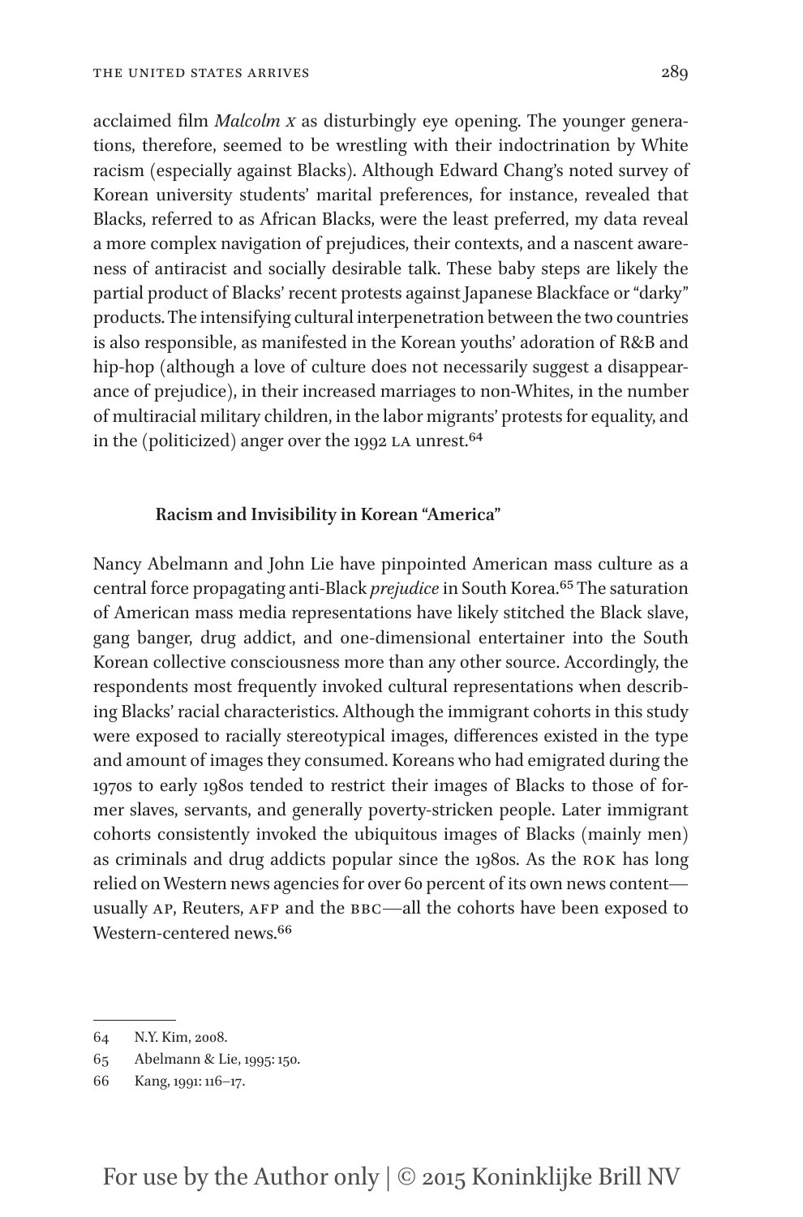acclaimed film *Malcolm X* as disturbingly eye opening. The younger generations, therefore, seemed to be wrestling with their indoctrination by White racism (especially against Blacks). Although Edward Chang's noted survey of Korean university students' marital preferences, for instance, revealed that Blacks, referred to as African Blacks, were the least preferred, my data reveal a more complex navigation of prejudices, their contexts, and a nascent awareness of antiracist and socially desirable talk. These baby steps are likely the partial product of Blacks' recent protests against Japanese Blackface or "darky" products. The intensifying cultural interpenetration between the two countries is also responsible, as manifested in the Korean youths' adoration of R&B and hip-hop (although a love of culture does not necessarily suggest a disappearance of prejudice), in their increased marriages to non-Whites, in the number of multiracial military children, in the labor migrants' protests for equality, and in the (politicized) anger over the 1992 LA unrest.[64]

### Racism and Invisibility in Korean "America"

Nancy Abelmann and John Lie have pinpointed American mass culture as a central force propagating anti-Black *prejudice* in South Korea.[65] The saturation of American mass media representations have likely stitched the Black slave, gang banger, drug addict, and one-dimensional entertainer into the South Korean collective consciousness more than any other source. Accordingly, the respondents most frequently invoked cultural representations when describing Blacks' racial characteristics. Although the immigrant cohorts in this study were exposed to racially stereotypical images, differences existed in the type and amount of images they consumed. Koreans who had emigrated during the 1970s to early 1980s tended to restrict their images of Blacks to those of former slaves, servants, and generally poverty-stricken people. Later immigrant cohorts consistently invoked the ubiquitous images of Blacks (mainly men) as criminals and drug addicts popular since the 1980s. As the ROK has long relied on Western news agencies for over 60 percent of its own news content—usually AP, Reuters, AFP and the BBC—all the cohorts have been exposed to Western-centered news.[66]

---

64 N.Y. Kim, 2008.

65 Abelmann & Lie, 1995: 150.

66 Kang, 1991: 116–17.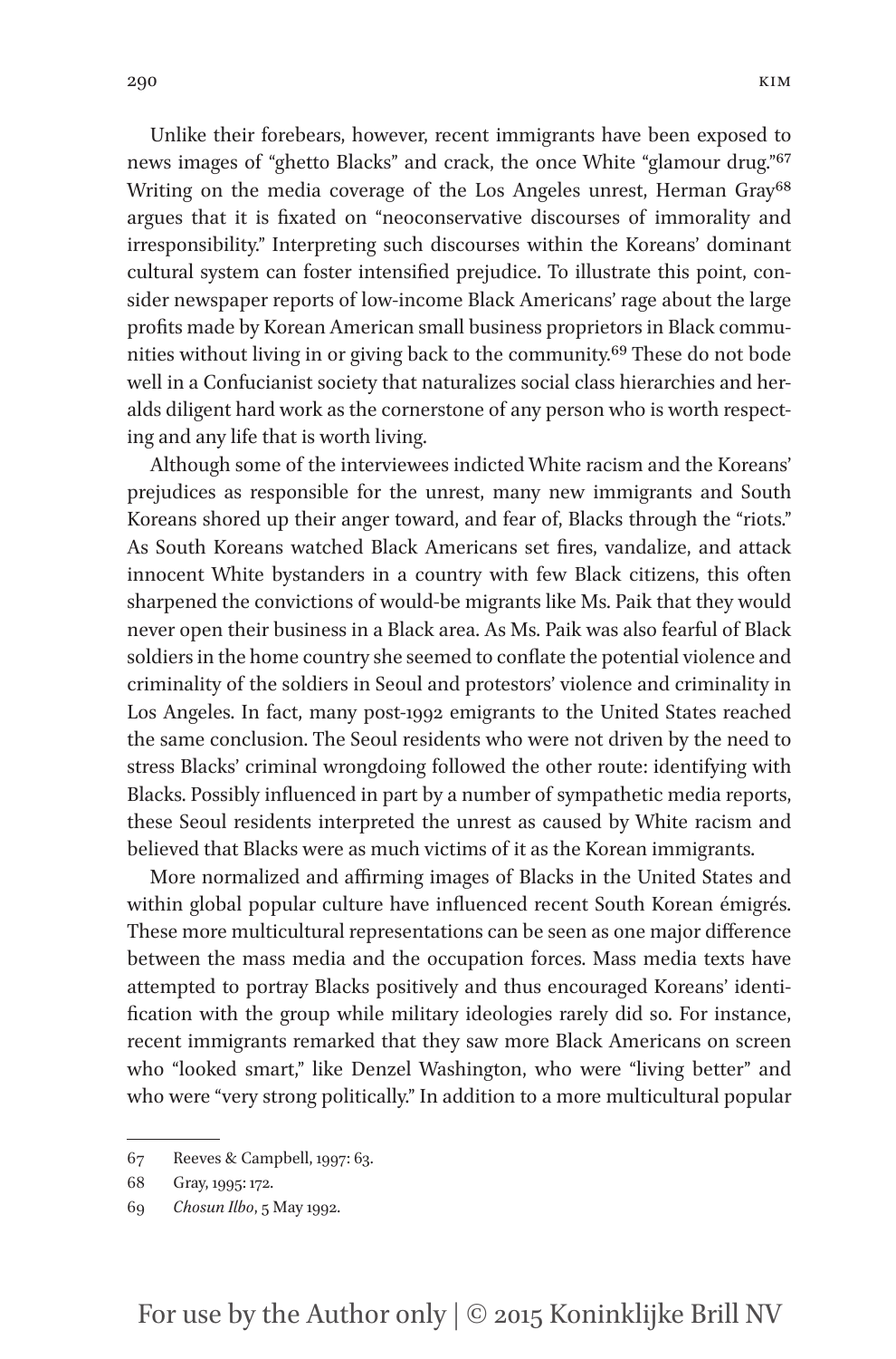Unlike their forebears, however, recent immigrants have been exposed to news images of "ghetto Blacks" and crack, the once White "glamour drug."[67] Writing on the media coverage of the Los Angeles unrest, Herman Gray[68] argues that it is fixated on "neoconservative discourses of immorality and irresponsibility." Interpreting such discourses within the Koreans' dominant cultural system can foster intensified prejudice. To illustrate this point, consider newspaper reports of low-income Black Americans' rage about the large profits made by Korean American small business proprietors in Black communities without living in or giving back to the community.[69] These do not bode well in a Confucianist society that naturalizes social class hierarchies and heralds diligent hard work as the cornerstone of any person who is worth respecting and any life that is worth living.

Although some of the interviewees indicted White racism and the Koreans' prejudices as responsible for the unrest, many new immigrants and South Koreans shored up their anger toward, and fear of, Blacks through the "riots." As South Koreans watched Black Americans set fires, vandalize, and attack innocent White bystanders in a country with few Black citizens, this often sharpened the convictions of would-be migrants like Ms. Paik that they would never open their business in a Black area. As Ms. Paik was also fearful of Black soldiers in the home country she seemed to conflate the potential violence and criminality of the soldiers in Seoul and protestors' violence and criminality in Los Angeles. In fact, many post-1992 emigrants to the United States reached the same conclusion. The Seoul residents who were not driven by the need to stress Blacks' criminal wrongdoing followed the other route: identifying with Blacks. Possibly influenced in part by a number of sympathetic media reports, these Seoul residents interpreted the unrest as caused by White racism and believed that Blacks were as much victims of it as the Korean immigrants.

More normalized and affirming images of Blacks in the United States and within global popular culture have influenced recent South Korean émigrés. These more multicultural representations can be seen as one major difference between the mass media and the occupation forces. Mass media texts have attempted to portray Blacks positively and thus encouraged Koreans' identification with the group while military ideologies rarely did so. For instance, recent immigrants remarked that they saw more Black Americans on screen who "looked smart," like Denzel Washington, who were "living better" and who were "very strong politically." In addition to a more multicultural popular

---

67 Reeves & Campbell, 1997: 63.

68 Gray, 1995: 172.

69 *Chosun Ilbo*, 5 May 1992.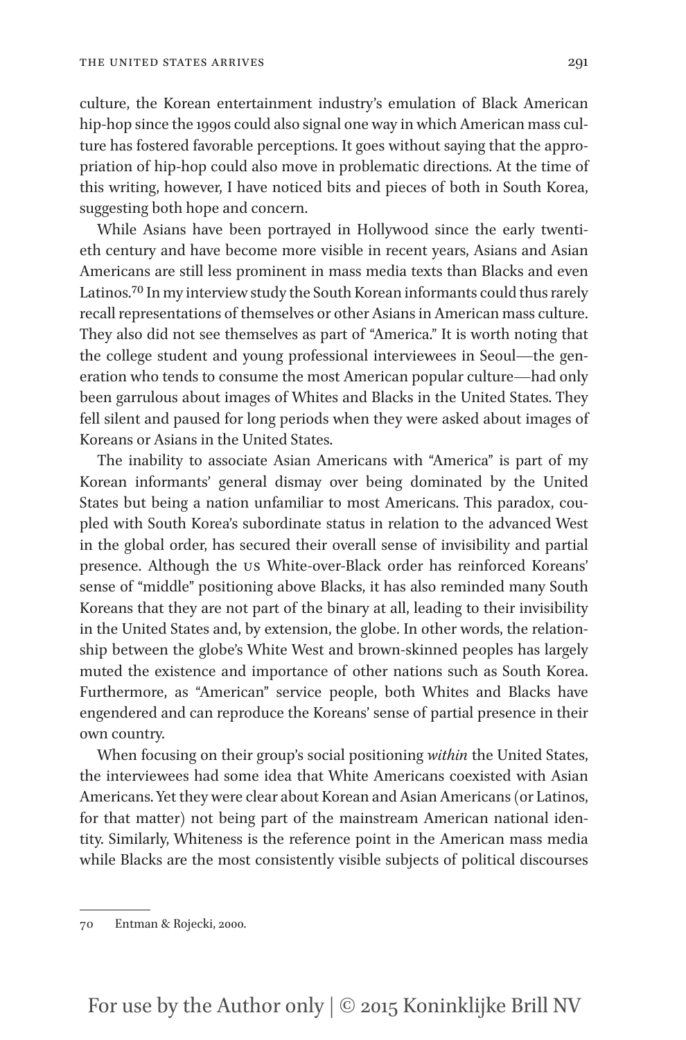culture, the Korean entertainment industry's emulation of Black American hip-hop since the 1990s could also signal one way in which American mass culture has fostered favorable perceptions. It goes without saying that the appropriation of hip-hop could also move in problematic directions. At the time of this writing, however, I have noticed bits and pieces of both in South Korea, suggesting both hope and concern.

While Asians have been portrayed in Hollywood since the early twentieth century and have become more visible in recent years, Asians and Asian Americans are still less prominent in mass media texts than Blacks and even Latinos.[70] In my interview study the South Korean informants could thus rarely recall representations of themselves or other Asians in American mass culture. They also did not see themselves as part of "America." It is worth noting that the college student and young professional interviewees in Seoul—the generation who tends to consume the most American popular culture—had only been garrulous about images of Whites and Blacks in the United States. They fell silent and paused for long periods when they were asked about images of Koreans or Asians in the United States.

The inability to associate Asian Americans with "America" is part of my Korean informants' general dismay over being dominated by the United States but being a nation unfamiliar to most Americans. This paradox, coupled with South Korea's subordinate status in relation to the advanced West in the global order, has secured their overall sense of invisibility and partial presence. Although the US White-over-Black order has reinforced Koreans' sense of "middle" positioning above Blacks, it has also reminded many South Koreans that they are not part of the binary at all, leading to their invisibility in the United States and, by extension, the globe. In other words, the relationship between the globe's White West and brown-skinned peoples has largely muted the existence and importance of other nations such as South Korea. Furthermore, as "American" service people, both Whites and Blacks have engendered and can reproduce the Koreans' sense of partial presence in their own country.

When focusing on their group's social positioning *within* the United States, the interviewees had some idea that White Americans coexisted with Asian Americans. Yet they were clear about Korean and Asian Americans (or Latinos, for that matter) not being part of the mainstream American national identity. Similarly, Whiteness is the reference point in the American mass media while Blacks are the most consistently visible subjects of political discourses

70 Entman & Rojecki, 2000.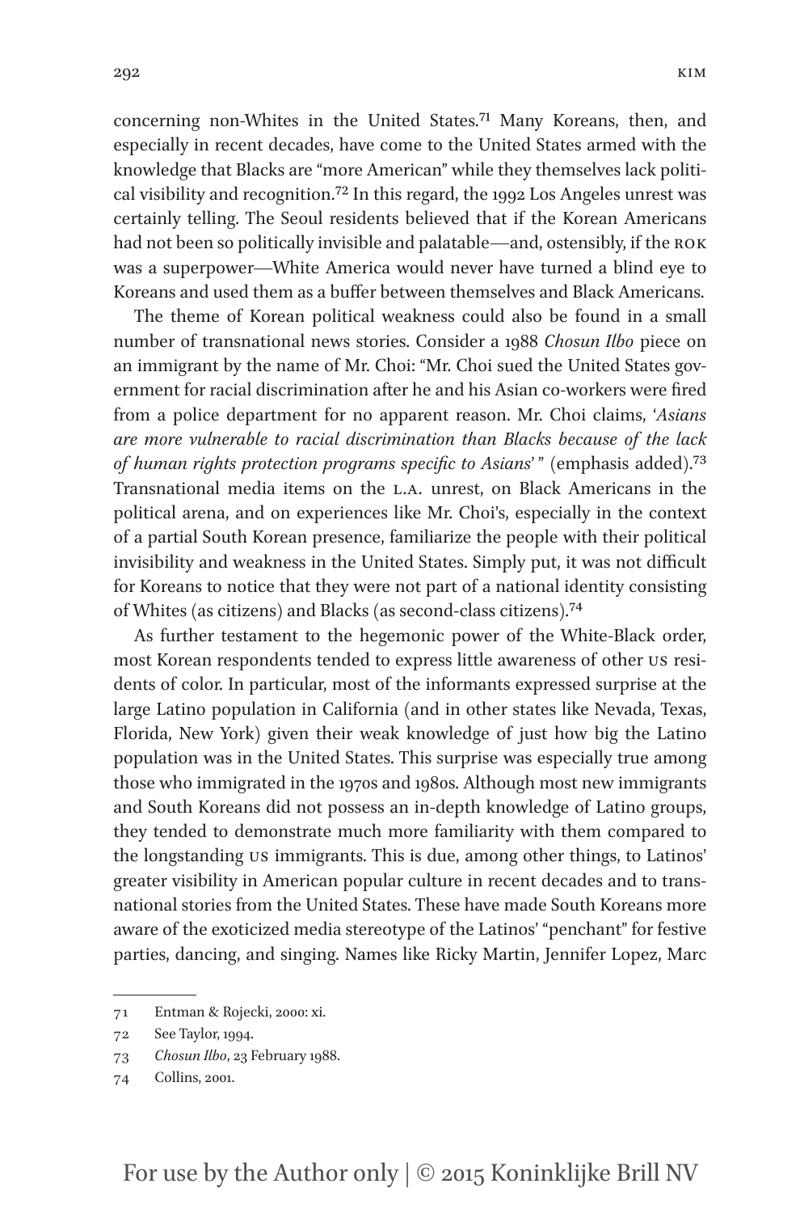concerning non-Whites in the United States.[71] Many Koreans, then, and especially in recent decades, have come to the United States armed with the knowledge that Blacks are "more American" while they themselves lack political visibility and recognition.[72] In this regard, the 1992 Los Angeles unrest was certainly telling. The Seoul residents believed that if the Korean Americans had not been so politically invisible and palatable—and, ostensibly, if the ROK was a superpower—White America would never have turned a blind eye to Koreans and used them as a buffer between themselves and Black Americans.

The theme of Korean political weakness could also be found in a small number of transnational news stories. Consider a 1988 *Chosun Ilbo* piece on an immigrant by the name of Mr. Choi: "Mr. Choi sued the United States government for racial discrimination after he and his Asian co-workers were fired from a police department for no apparent reason. Mr. Choi claims, '*Asians are more vulnerable to racial discrimination than Blacks because of the lack of human rights protection programs specific to Asians*'" (emphasis added).[73] Transnational media items on the L.A. unrest, on Black Americans in the political arena, and on experiences like Mr. Choi's, especially in the context of a partial South Korean presence, familiarize the people with their political invisibility and weakness in the United States. Simply put, it was not difficult for Koreans to notice that they were not part of a national identity consisting of Whites (as citizens) and Blacks (as second-class citizens).[74]

As further testament to the hegemonic power of the White-Black order, most Korean respondents tended to express little awareness of other US residents of color. In particular, most of the informants expressed surprise at the large Latino population in California (and in other states like Nevada, Texas, Florida, New York) given their weak knowledge of just how big the Latino population was in the United States. This surprise was especially true among those who immigrated in the 1970s and 1980s. Although most new immigrants and South Koreans did not possess an in-depth knowledge of Latino groups, they tended to demonstrate much more familiarity with them compared to the longstanding US immigrants. This is due, among other things, to Latinos' greater visibility in American popular culture in recent decades and to transnational stories from the United States. These have made South Koreans more aware of the exoticized media stereotype of the Latinos' "penchant" for festive parties, dancing, and singing. Names like Ricky Martin, Jennifer Lopez, Marc

---

71 Entman & Rojecki, 2000: xi.

72 See Taylor, 1994.

73 *Chosun Ilbo*, 23 February 1988.

74 Collins, 2001.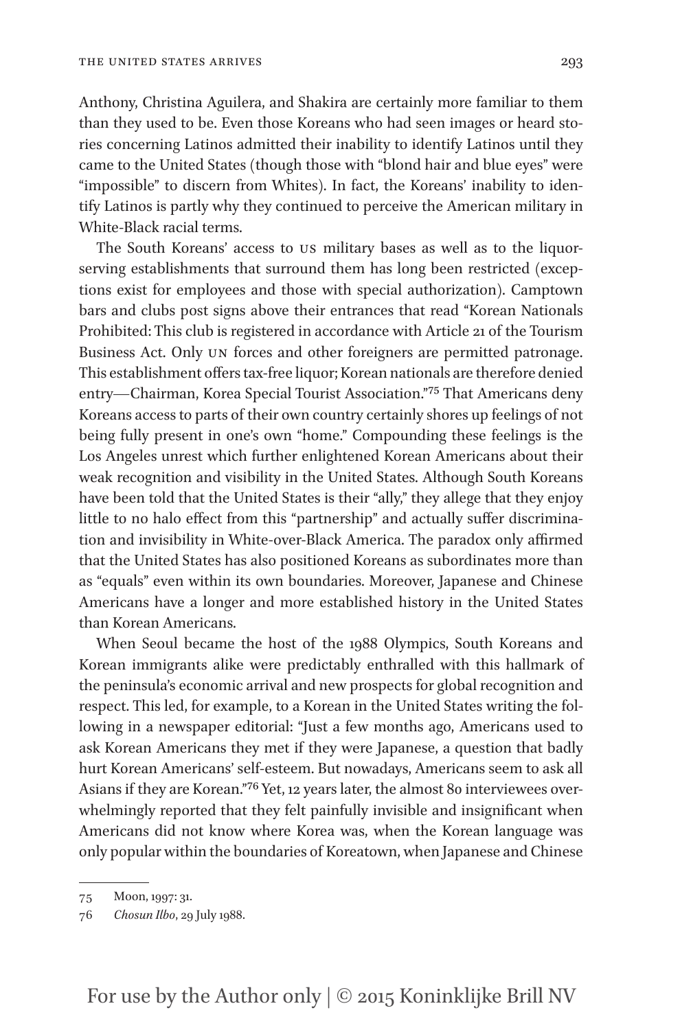Anthony, Christina Aguilera, and Shakira are certainly more familiar to them than they used to be. Even those Koreans who had seen images or heard stories concerning Latinos admitted their inability to identify Latinos until they came to the United States (though those with "blond hair and blue eyes" were "impossible" to discern from Whites). In fact, the Koreans' inability to identify Latinos is partly why they continued to perceive the American military in White-Black racial terms.

The South Koreans' access to US military bases as well as to the liquor-serving establishments that surround them has long been restricted (exceptions exist for employees and those with special authorization). Camptown bars and clubs post signs above their entrances that read "Korean Nationals Prohibited: This club is registered in accordance with Article 21 of the Tourism Business Act. Only UN forces and other foreigners are permitted patronage. This establishment offers tax-free liquor; Korean nationals are therefore denied entry—Chairman, Korea Special Tourist Association."[75] That Americans deny Koreans access to parts of their own country certainly shores up feelings of not being fully present in one's own "home." Compounding these feelings is the Los Angeles unrest which further enlightened Korean Americans about their weak recognition and visibility in the United States. Although South Koreans have been told that the United States is their "ally," they allege that they enjoy little to no halo effect from this "partnership" and actually suffer discrimination and invisibility in White-over-Black America. The paradox only affirmed that the United States has also positioned Koreans as subordinates more than as "equals" even within its own boundaries. Moreover, Japanese and Chinese Americans have a longer and more established history in the United States than Korean Americans.

When Seoul became the host of the 1988 Olympics, South Koreans and Korean immigrants alike were predictably enthralled with this hallmark of the peninsula's economic arrival and new prospects for global recognition and respect. This led, for example, to a Korean in the United States writing the following in a newspaper editorial: "Just a few months ago, Americans used to ask Korean Americans they met if they were Japanese, a question that badly hurt Korean Americans' self-esteem. But nowadays, Americans seem to ask all Asians if they are Korean."[76] Yet, 12 years later, the almost 80 interviewees overwhelmingly reported that they felt painfully invisible and insignificant when Americans did not know where Korea was, when the Korean language was only popular within the boundaries of Koreatown, when Japanese and Chinese

---

75 Moon, 1997: 31.

76 *Chosun Ilbo*, 29 July 1988.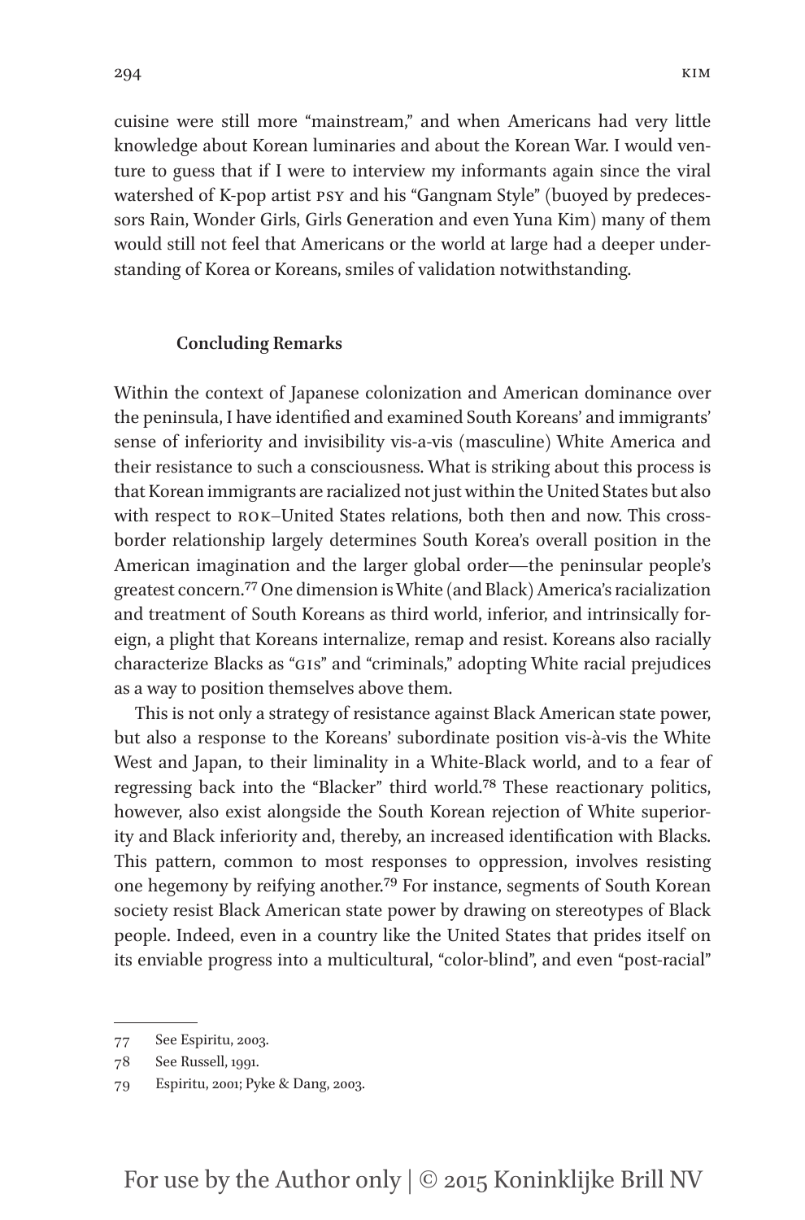cuisine were still more "mainstream," and when Americans had very little knowledge about Korean luminaries and about the Korean War. I would venture to guess that if I were to interview my informants again since the viral watershed of K-pop artist PSY and his "Gangnam Style" (buoyed by predecessors Rain, Wonder Girls, Girls Generation and even Yuna Kim) many of them would still not feel that Americans or the world at large had a deeper understanding of Korea or Koreans, smiles of validation notwithstanding.

## Concluding Remarks

Within the context of Japanese colonization and American dominance over the peninsula, I have identified and examined South Koreans' and immigrants' sense of inferiority and invisibility vis-a-vis (masculine) White America and their resistance to such a consciousness. What is striking about this process is that Korean immigrants are racialized not just within the United States but also with respect to ROK–United States relations, both then and now. This cross-border relationship largely determines South Korea's overall position in the American imagination and the larger global order—the peninsular people's greatest concern.[77] One dimension is White (and Black) America's racialization and treatment of South Koreans as third world, inferior, and intrinsically foreign, a plight that Koreans internalize, remap and resist. Koreans also racially characterize Blacks as "GIs" and "criminals," adopting White racial prejudices as a way to position themselves above them.

This is not only a strategy of resistance against Black American state power, but also a response to the Koreans' subordinate position vis-à-vis the White West and Japan, to their liminality in a White-Black world, and to a fear of regressing back into the "Blacker" third world.[78] These reactionary politics, however, also exist alongside the South Korean rejection of White superiority and Black inferiority and, thereby, an increased identification with Blacks. This pattern, common to most responses to oppression, involves resisting one hegemony by reifying another.[79] For instance, segments of South Korean society resist Black American state power by drawing on stereotypes of Black people. Indeed, even in a country like the United States that prides itself on its enviable progress into a multicultural, "color-blind", and even "post-racial"

---

77 See Espiritu, 2003.

78 See Russell, 1991.

79 Espiritu, 2001; Pyke & Dang, 2003.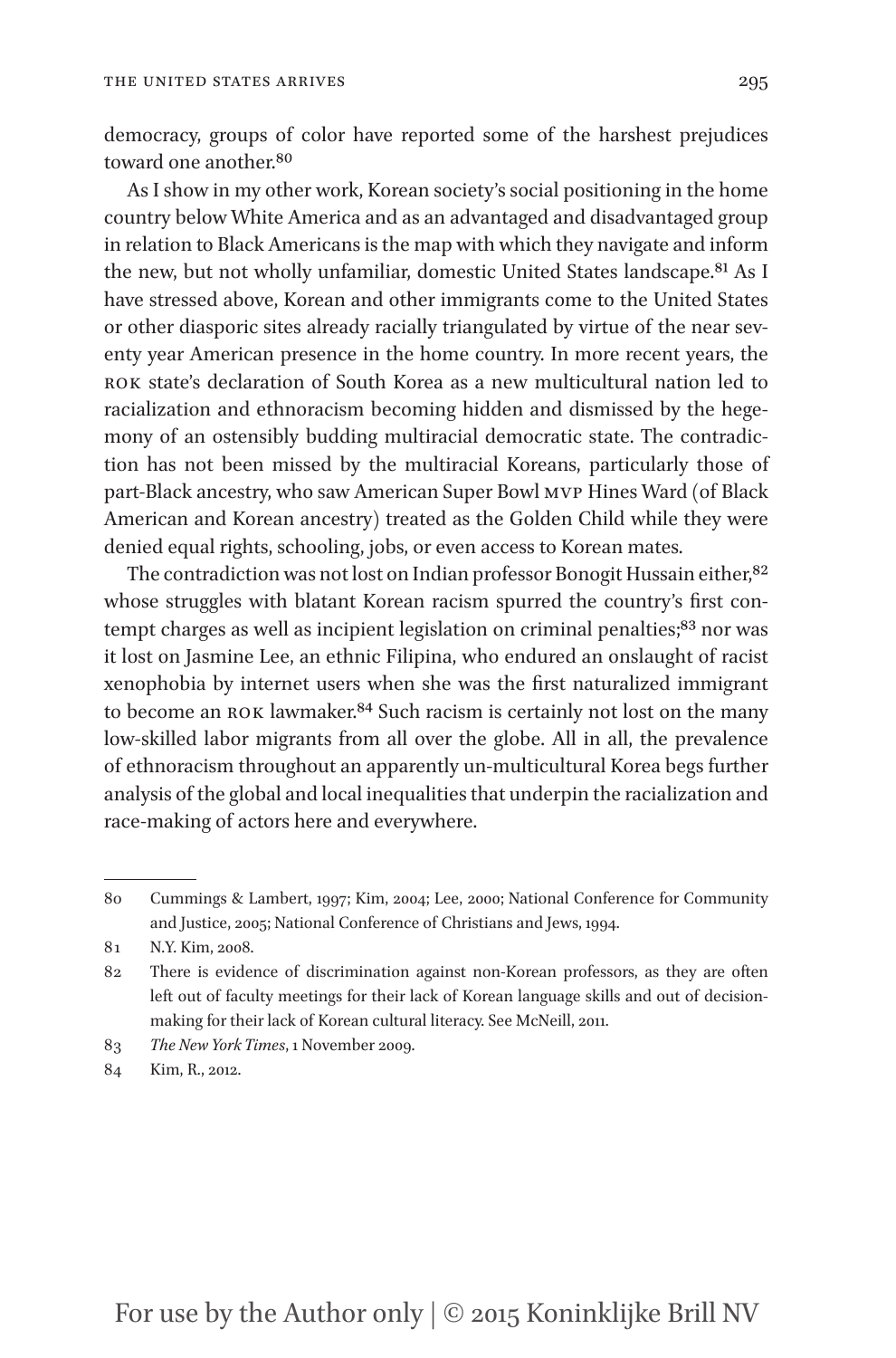democracy, groups of color have reported some of the harshest prejudices toward one another.[80]

As I show in my other work, Korean society's social positioning in the home country below White America and as an advantaged and disadvantaged group in relation to Black Americans is the map with which they navigate and inform the new, but not wholly unfamiliar, domestic United States landscape.[81] As I have stressed above, Korean and other immigrants come to the United States or other diasporic sites already racially triangulated by virtue of the near seventy year American presence in the home country. In more recent years, the ROK state's declaration of South Korea as a new multicultural nation led to racialization and ethnoracism becoming hidden and dismissed by the hegemony of an ostensibly budding multiracial democratic state. The contradiction has not been missed by the multiracial Koreans, particularly those of part-Black ancestry, who saw American Super Bowl MVP Hines Ward (of Black American and Korean ancestry) treated as the Golden Child while they were denied equal rights, schooling, jobs, or even access to Korean mates.

The contradiction was not lost on Indian professor Bonogit Hussain either,[82] whose struggles with blatant Korean racism spurred the country's first contempt charges as well as incipient legislation on criminal penalties;[83] nor was it lost on Jasmine Lee, an ethnic Filipina, who endured an onslaught of racist xenophobia by internet users when she was the first naturalized immigrant to become an ROK lawmaker.[84] Such racism is certainly not lost on the many low-skilled labor migrants from all over the globe. All in all, the prevalence of ethnoracism throughout an apparently un-multicultural Korea begs further analysis of the global and local inequalities that underpin the racialization and race-making of actors here and everywhere.

---

80 Cummings & Lambert, 1997; Kim, 2004; Lee, 2000; National Conference for Community and Justice, 2005; National Conference of Christians and Jews, 1994.

81 N.Y. Kim, 2008.

82 There is evidence of discrimination against non-Korean professors, as they are often left out of faculty meetings for their lack of Korean language skills and out of decision-making for their lack of Korean cultural literacy. See McNeill, 2011.

83 *The New York Times*, 1 November 2009.

84 Kim, R., 2012.